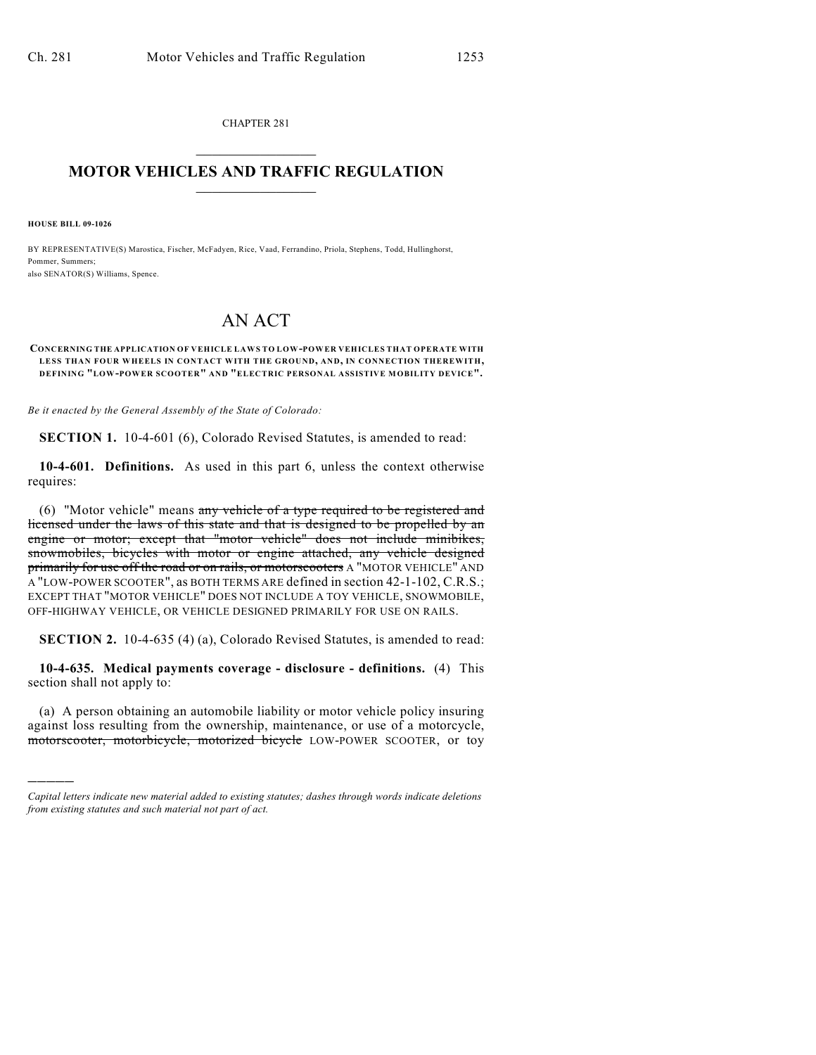CHAPTER 281

# MOTOR VEHICLES AND TRAFFIC REGULATION

**HOUSE BILL 09-1026**

BY REPRESENTATIVE(S) Marostica, Fischer, McFadyen, Rice, Vaad, Ferrandino, Priola, Stephens, Todd, Hullinghorst, Pommer, Summers;
also SENATOR(S) Williams, Spence.

# AN ACT

**CONCERNING THE APPLICATION OF VEHICLE LAWS TO LOW-POWER VEHICLES THAT OPERATE WITH LESS THAN FOUR WHEELS IN CONTACT WITH THE GROUND, AND, IN CONNECTION THEREWITH, DEFINING "LOW-POWER SCOOTER" AND "ELECTRIC PERSONAL ASSISTIVE MOBILITY DEVICE".**

*Be it enacted by the General Assembly of the State of Colorado:*

**SECTION 1.** 10-4-601 (6), Colorado Revised Statutes, is amended to read:

**10-4-601. Definitions.** As used in this part 6, unless the context otherwise requires:

(6) "Motor vehicle" means ~~any vehicle of a type required to be registered and licensed under the laws of this state and that is designed to be propelled by an engine or motor; except that "motor vehicle" does not include minibikes, snowmobiles, bicycles with motor or engine attached, any vehicle designed primarily for use off the road or on rails, or motorscooters~~ A "MOTOR VEHICLE" AND A "LOW-POWER SCOOTER", as BOTH TERMS ARE defined in section 42-1-102, C.R.S.; EXCEPT THAT "MOTOR VEHICLE" DOES NOT INCLUDE A TOY VEHICLE, SNOWMOBILE, OFF-HIGHWAY VEHICLE, OR VEHICLE DESIGNED PRIMARILY FOR USE ON RAILS.

**SECTION 2.** 10-4-635 (4) (a), Colorado Revised Statutes, is amended to read:

**10-4-635. Medical payments coverage - disclosure - definitions.** (4) This section shall not apply to:

(a) A person obtaining an automobile liability or motor vehicle policy insuring against loss resulting from the ownership, maintenance, or use of a motorcycle, ~~motorscooter, motorbicycle, motorized bicycle~~ LOW-POWER SCOOTER, or toy

---

*Capital letters indicate new material added to existing statutes; dashes through words indicate deletions from existing statutes and such material not part of act.*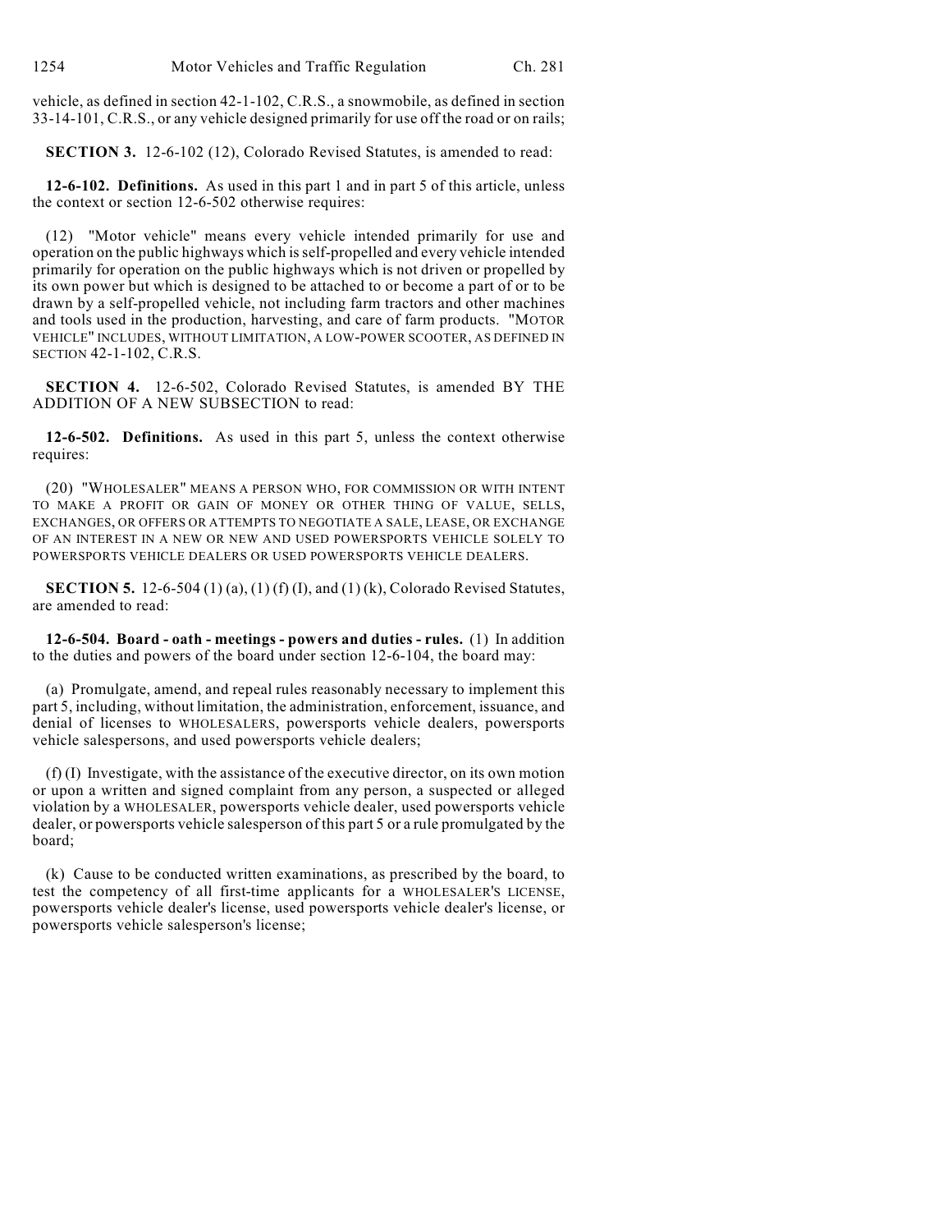vehicle, as defined in section 42-1-102, C.R.S., a snowmobile, as defined in section 33-14-101, C.R.S., or any vehicle designed primarily for use off the road or on rails;

**SECTION 3.** 12-6-102 (12), Colorado Revised Statutes, is amended to read:

**12-6-102. Definitions.** As used in this part 1 and in part 5 of this article, unless the context or section 12-6-502 otherwise requires:

(12) "Motor vehicle" means every vehicle intended primarily for use and operation on the public highways which is self-propelled and every vehicle intended primarily for operation on the public highways which is not driven or propelled by its own power but which is designed to be attached to or become a part of or to be drawn by a self-propelled vehicle, not including farm tractors and other machines and tools used in the production, harvesting, and care of farm products. "MOTOR VEHICLE" INCLUDES, WITHOUT LIMITATION, A LOW-POWER SCOOTER, AS DEFINED IN SECTION 42-1-102, C.R.S.

**SECTION 4.** 12-6-502, Colorado Revised Statutes, is amended BY THE ADDITION OF A NEW SUBSECTION to read:

**12-6-502. Definitions.** As used in this part 5, unless the context otherwise requires:

(20) "WHOLESALER" MEANS A PERSON WHO, FOR COMMISSION OR WITH INTENT TO MAKE A PROFIT OR GAIN OF MONEY OR OTHER THING OF VALUE, SELLS, EXCHANGES, OR OFFERS OR ATTEMPTS TO NEGOTIATE A SALE, LEASE, OR EXCHANGE OF AN INTEREST IN A NEW OR NEW AND USED POWERSPORTS VEHICLE SOLELY TO POWERSPORTS VEHICLE DEALERS OR USED POWERSPORTS VEHICLE DEALERS.

**SECTION 5.** 12-6-504 (1) (a), (1) (f) (I), and (1) (k), Colorado Revised Statutes, are amended to read:

**12-6-504. Board - oath - meetings - powers and duties - rules.** (1) In addition to the duties and powers of the board under section 12-6-104, the board may:

(a) Promulgate, amend, and repeal rules reasonably necessary to implement this part 5, including, without limitation, the administration, enforcement, issuance, and denial of licenses to WHOLESALERS, powersports vehicle dealers, powersports vehicle salespersons, and used powersports vehicle dealers;

(f) (I) Investigate, with the assistance of the executive director, on its own motion or upon a written and signed complaint from any person, a suspected or alleged violation by a WHOLESALER, powersports vehicle dealer, used powersports vehicle dealer, or powersports vehicle salesperson of this part 5 or a rule promulgated by the board;

(k) Cause to be conducted written examinations, as prescribed by the board, to test the competency of all first-time applicants for a WHOLESALER'S LICENSE, powersports vehicle dealer's license, used powersports vehicle dealer's license, or powersports vehicle salesperson's license;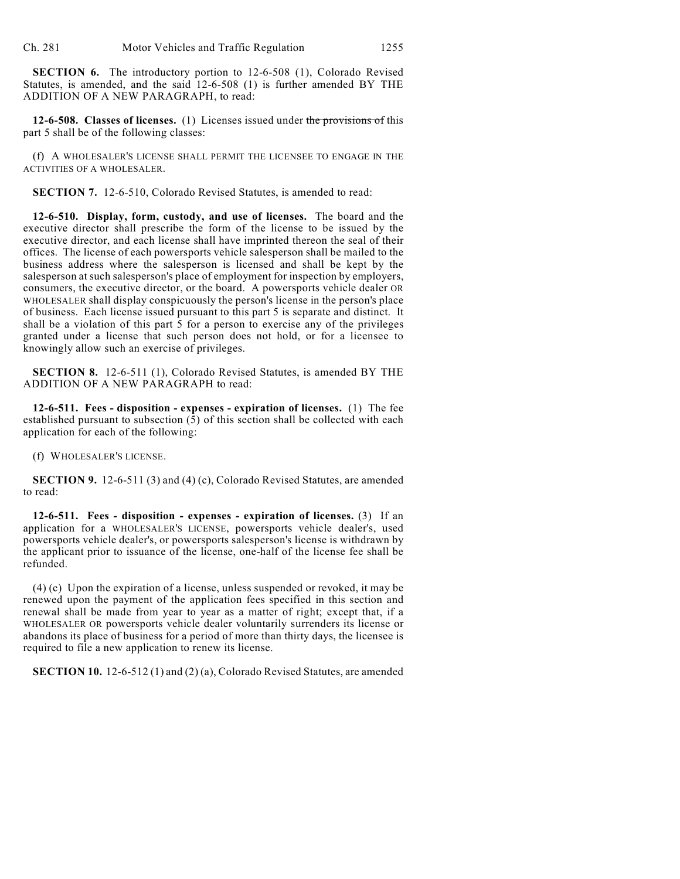**SECTION 6.** The introductory portion to 12-6-508 (1), Colorado Revised Statutes, is amended, and the said 12-6-508 (1) is further amended BY THE ADDITION OF A NEW PARAGRAPH, to read:

**12-6-508. Classes of licenses.** (1) Licenses issued under ~~the provisions of~~ this part 5 shall be of the following classes:

(f) A WHOLESALER'S LICENSE SHALL PERMIT THE LICENSEE TO ENGAGE IN THE ACTIVITIES OF A WHOLESALER.

**SECTION 7.** 12-6-510, Colorado Revised Statutes, is amended to read:

**12-6-510. Display, form, custody, and use of licenses.** The board and the executive director shall prescribe the form of the license to be issued by the executive director, and each license shall have imprinted thereon the seal of their offices. The license of each powersports vehicle salesperson shall be mailed to the business address where the salesperson is licensed and shall be kept by the salesperson at such salesperson's place of employment for inspection by employers, consumers, the executive director, or the board. A powersports vehicle dealer OR WHOLESALER shall display conspicuously the person's license in the person's place of business. Each license issued pursuant to this part 5 is separate and distinct. It shall be a violation of this part 5 for a person to exercise any of the privileges granted under a license that such person does not hold, or for a licensee to knowingly allow such an exercise of privileges.

**SECTION 8.** 12-6-511 (1), Colorado Revised Statutes, is amended BY THE ADDITION OF A NEW PARAGRAPH to read:

**12-6-511. Fees - disposition - expenses - expiration of licenses.** (1) The fee established pursuant to subsection (5) of this section shall be collected with each application for each of the following:

(f) WHOLESALER'S LICENSE.

**SECTION 9.** 12-6-511 (3) and (4) (c), Colorado Revised Statutes, are amended to read:

**12-6-511. Fees - disposition - expenses - expiration of licenses.** (3) If an application for a WHOLESALER'S LICENSE, powersports vehicle dealer's, used powersports vehicle dealer's, or powersports salesperson's license is withdrawn by the applicant prior to issuance of the license, one-half of the license fee shall be refunded.

(4) (c) Upon the expiration of a license, unless suspended or revoked, it may be renewed upon the payment of the application fees specified in this section and renewal shall be made from year to year as a matter of right; except that, if a WHOLESALER OR powersports vehicle dealer voluntarily surrenders its license or abandons its place of business for a period of more than thirty days, the licensee is required to file a new application to renew its license.

**SECTION 10.** 12-6-512 (1) and (2) (a), Colorado Revised Statutes, are amended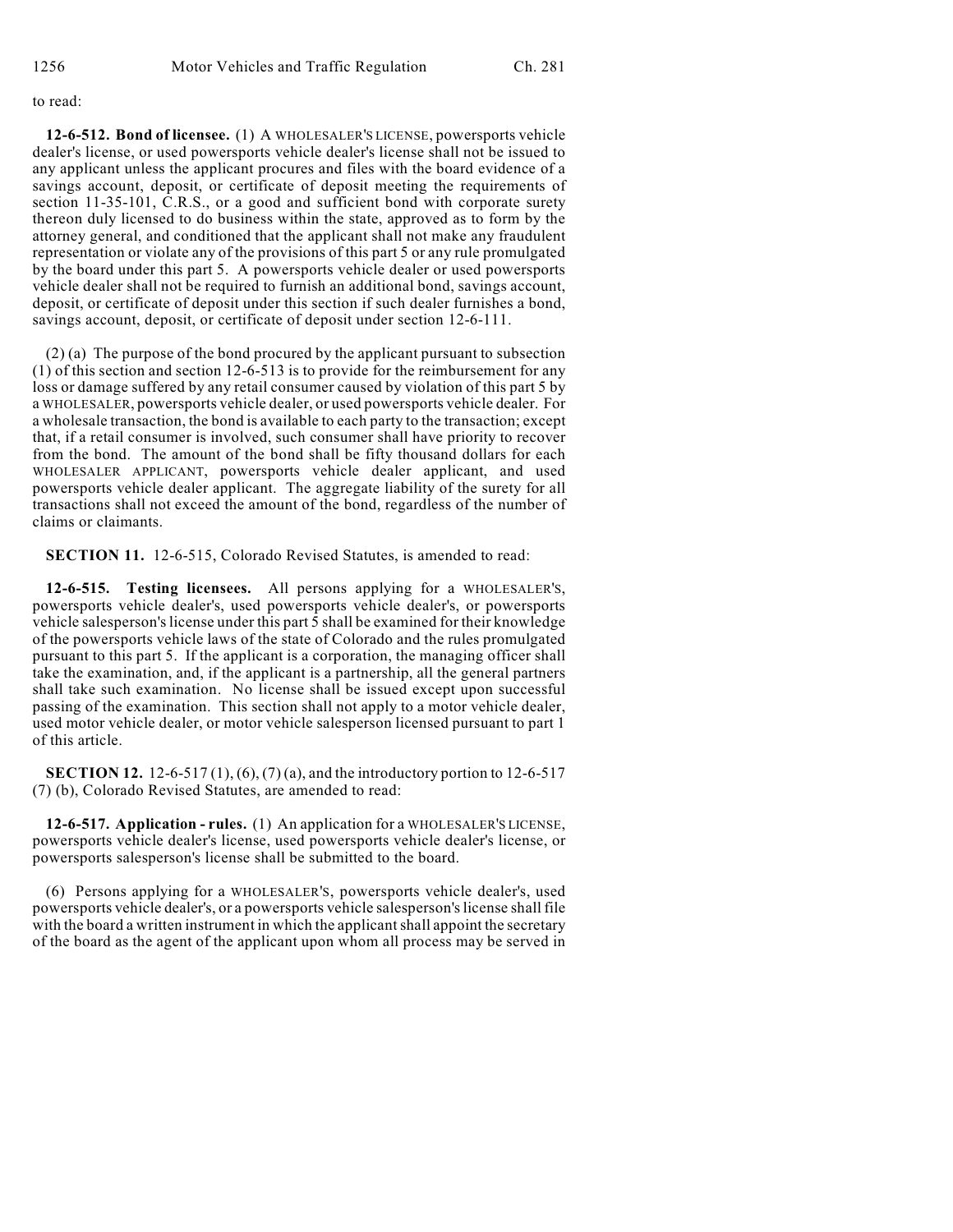to read:

**12-6-512. Bond of licensee.** (1) A WHOLESALER'S LICENSE, powersports vehicle dealer's license, or used powersports vehicle dealer's license shall not be issued to any applicant unless the applicant procures and files with the board evidence of a savings account, deposit, or certificate of deposit meeting the requirements of section 11-35-101, C.R.S., or a good and sufficient bond with corporate surety thereon duly licensed to do business within the state, approved as to form by the attorney general, and conditioned that the applicant shall not make any fraudulent representation or violate any of the provisions of this part 5 or any rule promulgated by the board under this part 5. A powersports vehicle dealer or used powersports vehicle dealer shall not be required to furnish an additional bond, savings account, deposit, or certificate of deposit under this section if such dealer furnishes a bond, savings account, deposit, or certificate of deposit under section 12-6-111.

(2) (a) The purpose of the bond procured by the applicant pursuant to subsection (1) of this section and section 12-6-513 is to provide for the reimbursement for any loss or damage suffered by any retail consumer caused by violation of this part 5 by a WHOLESALER, powersports vehicle dealer, or used powersports vehicle dealer. For a wholesale transaction, the bond is available to each party to the transaction; except that, if a retail consumer is involved, such consumer shall have priority to recover from the bond. The amount of the bond shall be fifty thousand dollars for each WHOLESALER APPLICANT, powersports vehicle dealer applicant, and used powersports vehicle dealer applicant. The aggregate liability of the surety for all transactions shall not exceed the amount of the bond, regardless of the number of claims or claimants.

**SECTION 11.** 12-6-515, Colorado Revised Statutes, is amended to read:

**12-6-515. Testing licensees.** All persons applying for a WHOLESALER'S, powersports vehicle dealer's, used powersports vehicle dealer's, or powersports vehicle salesperson's license under this part 5 shall be examined for their knowledge of the powersports vehicle laws of the state of Colorado and the rules promulgated pursuant to this part 5. If the applicant is a corporation, the managing officer shall take the examination, and, if the applicant is a partnership, all the general partners shall take such examination. No license shall be issued except upon successful passing of the examination. This section shall not apply to a motor vehicle dealer, used motor vehicle dealer, or motor vehicle salesperson licensed pursuant to part 1 of this article.

**SECTION 12.** 12-6-517 (1), (6), (7) (a), and the introductory portion to 12-6-517 (7) (b), Colorado Revised Statutes, are amended to read:

**12-6-517. Application - rules.** (1) An application for a WHOLESALER'S LICENSE, powersports vehicle dealer's license, used powersports vehicle dealer's license, or powersports salesperson's license shall be submitted to the board.

(6) Persons applying for a WHOLESALER'S, powersports vehicle dealer's, used powersports vehicle dealer's, or a powersports vehicle salesperson's license shall file with the board a written instrument in which the applicant shall appoint the secretary of the board as the agent of the applicant upon whom all process may be served in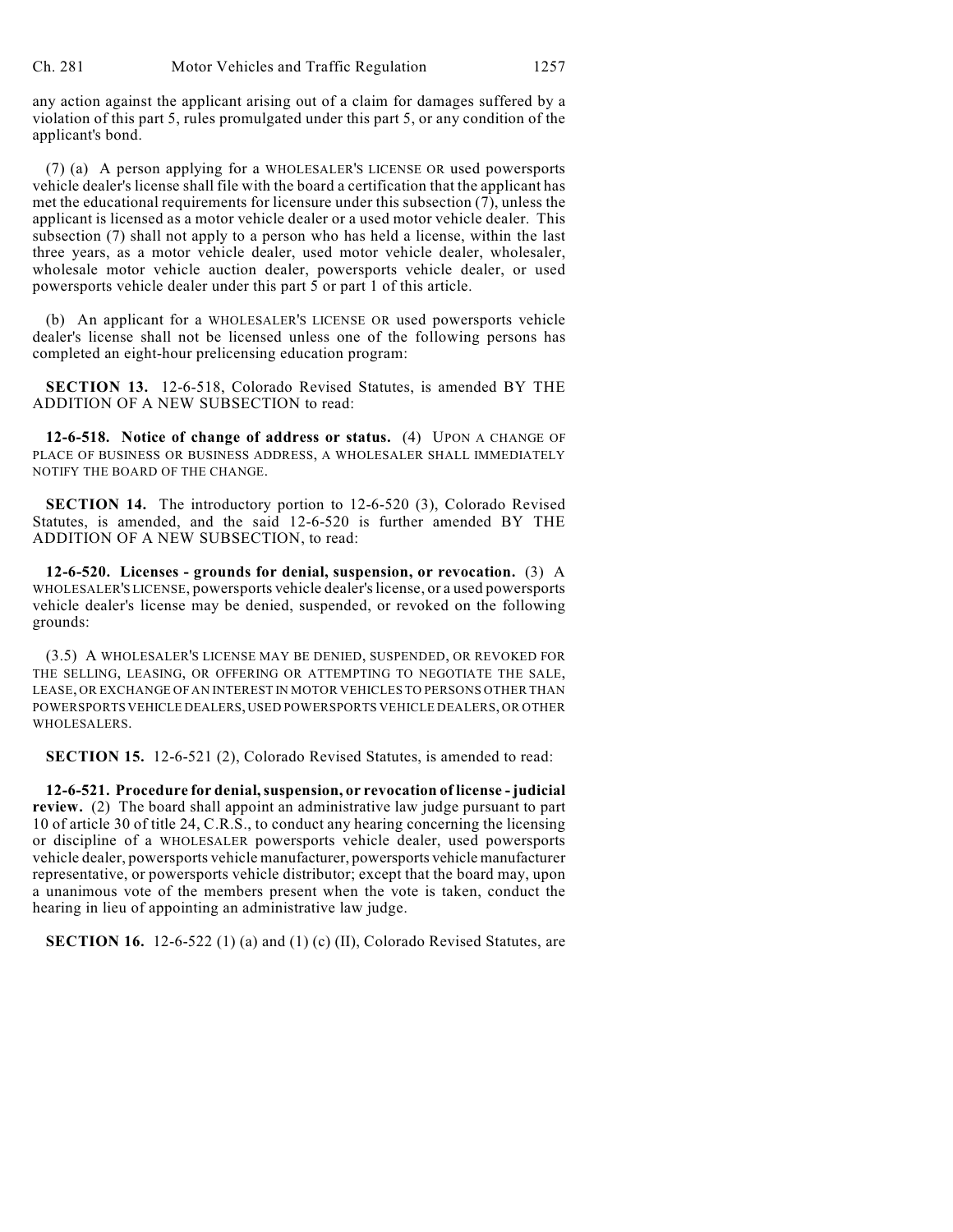any action against the applicant arising out of a claim for damages suffered by a violation of this part 5, rules promulgated under this part 5, or any condition of the applicant's bond.

(7) (a) A person applying for a WHOLESALER'S LICENSE OR used powersports vehicle dealer's license shall file with the board a certification that the applicant has met the educational requirements for licensure under this subsection (7), unless the applicant is licensed as a motor vehicle dealer or a used motor vehicle dealer. This subsection (7) shall not apply to a person who has held a license, within the last three years, as a motor vehicle dealer, used motor vehicle dealer, wholesaler, wholesale motor vehicle auction dealer, powersports vehicle dealer, or used powersports vehicle dealer under this part 5 or part 1 of this article.

(b) An applicant for a WHOLESALER'S LICENSE OR used powersports vehicle dealer's license shall not be licensed unless one of the following persons has completed an eight-hour prelicensing education program:

**SECTION 13.** 12-6-518, Colorado Revised Statutes, is amended BY THE ADDITION OF A NEW SUBSECTION to read:

**12-6-518. Notice of change of address or status.** (4) UPON A CHANGE OF PLACE OF BUSINESS OR BUSINESS ADDRESS, A WHOLESALER SHALL IMMEDIATELY NOTIFY THE BOARD OF THE CHANGE.

**SECTION 14.** The introductory portion to 12-6-520 (3), Colorado Revised Statutes, is amended, and the said 12-6-520 is further amended BY THE ADDITION OF A NEW SUBSECTION, to read:

**12-6-520. Licenses - grounds for denial, suspension, or revocation.** (3) A WHOLESALER'S LICENSE, powersports vehicle dealer's license, or a used powersports vehicle dealer's license may be denied, suspended, or revoked on the following grounds:

(3.5) A WHOLESALER'S LICENSE MAY BE DENIED, SUSPENDED, OR REVOKED FOR THE SELLING, LEASING, OR OFFERING OR ATTEMPTING TO NEGOTIATE THE SALE, LEASE, OR EXCHANGE OF AN INTEREST IN MOTOR VEHICLES TO PERSONS OTHER THAN POWERSPORTS VEHICLE DEALERS, USED POWERSPORTS VEHICLE DEALERS, OR OTHER WHOLESALERS.

**SECTION 15.** 12-6-521 (2), Colorado Revised Statutes, is amended to read:

**12-6-521. Procedure for denial, suspension, or revocation of license - judicial review.** (2) The board shall appoint an administrative law judge pursuant to part 10 of article 30 of title 24, C.R.S., to conduct any hearing concerning the licensing or discipline of a WHOLESALER powersports vehicle dealer, used powersports vehicle dealer, powersports vehicle manufacturer, powersports vehicle manufacturer representative, or powersports vehicle distributor; except that the board may, upon a unanimous vote of the members present when the vote is taken, conduct the hearing in lieu of appointing an administrative law judge.

**SECTION 16.** 12-6-522 (1) (a) and (1) (c) (II), Colorado Revised Statutes, are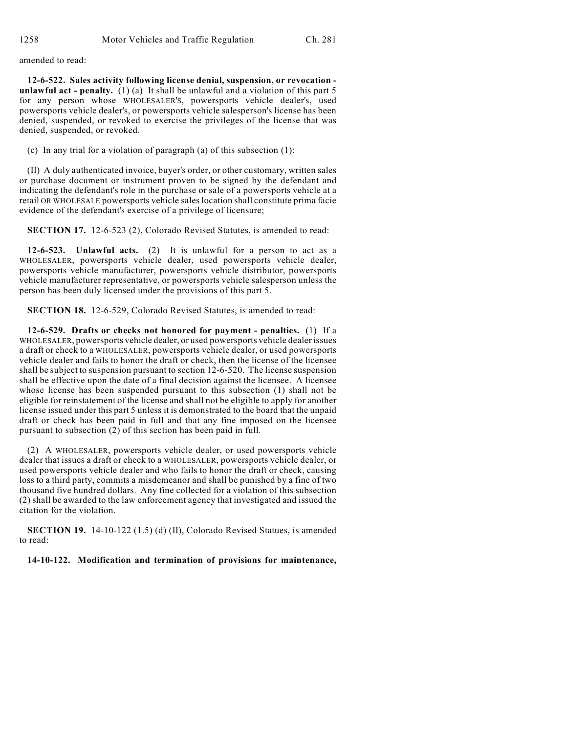amended to read:

**12-6-522. Sales activity following license denial, suspension, or revocation - unlawful act - penalty.** (1) (a) It shall be unlawful and a violation of this part 5 for any person whose WHOLESALER'S, powersports vehicle dealer's, used powersports vehicle dealer's, or powersports vehicle salesperson's license has been denied, suspended, or revoked to exercise the privileges of the license that was denied, suspended, or revoked.

(c) In any trial for a violation of paragraph (a) of this subsection (1):

(II) A duly authenticated invoice, buyer's order, or other customary, written sales or purchase document or instrument proven to be signed by the defendant and indicating the defendant's role in the purchase or sale of a powersports vehicle at a retail OR WHOLESALE powersports vehicle sales location shall constitute prima facie evidence of the defendant's exercise of a privilege of licensure;

**SECTION 17.** 12-6-523 (2), Colorado Revised Statutes, is amended to read:

**12-6-523. Unlawful acts.** (2) It is unlawful for a person to act as a WHOLESALER, powersports vehicle dealer, used powersports vehicle dealer, powersports vehicle manufacturer, powersports vehicle distributor, powersports vehicle manufacturer representative, or powersports vehicle salesperson unless the person has been duly licensed under the provisions of this part 5.

**SECTION 18.** 12-6-529, Colorado Revised Statutes, is amended to read:

**12-6-529. Drafts or checks not honored for payment - penalties.** (1) If a WHOLESALER, powersports vehicle dealer, or used powersports vehicle dealer issues a draft or check to a WHOLESALER, powersports vehicle dealer, or used powersports vehicle dealer and fails to honor the draft or check, then the license of the licensee shall be subject to suspension pursuant to section 12-6-520. The license suspension shall be effective upon the date of a final decision against the licensee. A licensee whose license has been suspended pursuant to this subsection (1) shall not be eligible for reinstatement of the license and shall not be eligible to apply for another license issued under this part 5 unless it is demonstrated to the board that the unpaid draft or check has been paid in full and that any fine imposed on the licensee pursuant to subsection (2) of this section has been paid in full.

(2) A WHOLESALER, powersports vehicle dealer, or used powersports vehicle dealer that issues a draft or check to a WHOLESALER, powersports vehicle dealer, or used powersports vehicle dealer and who fails to honor the draft or check, causing loss to a third party, commits a misdemeanor and shall be punished by a fine of two thousand five hundred dollars. Any fine collected for a violation of this subsection (2) shall be awarded to the law enforcement agency that investigated and issued the citation for the violation.

**SECTION 19.** 14-10-122 (1.5) (d) (II), Colorado Revised Statues, is amended to read:

**14-10-122. Modification and termination of provisions for maintenance,**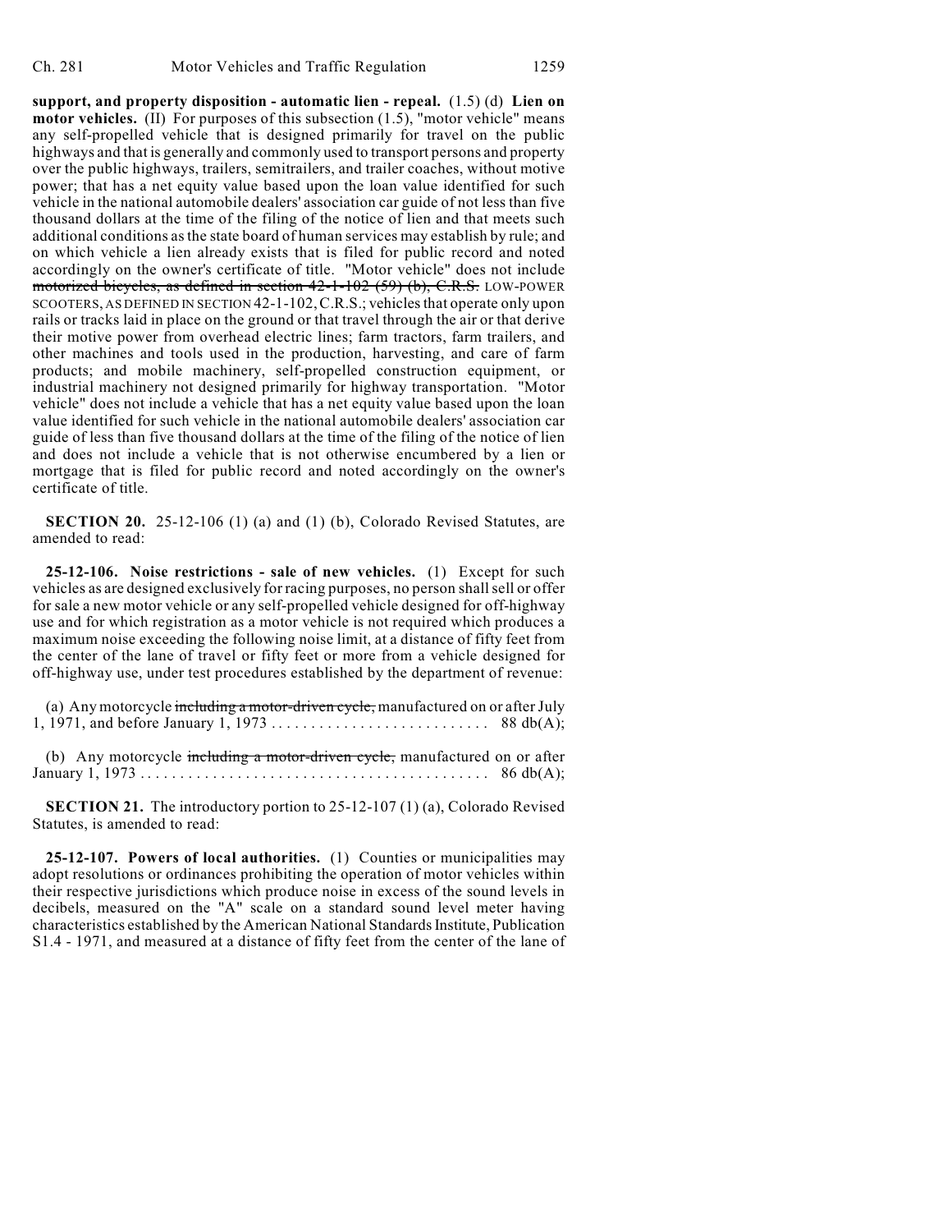**support, and property disposition - automatic lien - repeal.** (1.5) (d) **Lien on motor vehicles.** (II) For purposes of this subsection (1.5), "motor vehicle" means any self-propelled vehicle that is designed primarily for travel on the public highways and that is generally and commonly used to transport persons and property over the public highways, trailers, semitrailers, and trailer coaches, without motive power; that has a net equity value based upon the loan value identified for such vehicle in the national automobile dealers' association car guide of not less than five thousand dollars at the time of the filing of the notice of lien and that meets such additional conditions as the state board of human services may establish by rule; and on which vehicle a lien already exists that is filed for public record and noted accordingly on the owner's certificate of title. "Motor vehicle" does not include ~~motorized bicycles, as defined in section 42-1-102 (59) (b), C.R.S.~~ LOW-POWER SCOOTERS, AS DEFINED IN SECTION 42-1-102, C.R.S.; vehicles that operate only upon rails or tracks laid in place on the ground or that travel through the air or that derive their motive power from overhead electric lines; farm tractors, farm trailers, and other machines and tools used in the production, harvesting, and care of farm products; and mobile machinery, self-propelled construction equipment, or industrial machinery not designed primarily for highway transportation. "Motor vehicle" does not include a vehicle that has a net equity value based upon the loan value identified for such vehicle in the national automobile dealers' association car guide of less than five thousand dollars at the time of the filing of the notice of lien and does not include a vehicle that is not otherwise encumbered by a lien or mortgage that is filed for public record and noted accordingly on the owner's certificate of title.

**SECTION 20.** 25-12-106 (1) (a) and (1) (b), Colorado Revised Statutes, are amended to read:

**25-12-106. Noise restrictions - sale of new vehicles.** (1) Except for such vehicles as are designed exclusively for racing purposes, no person shall sell or offer for sale a new motor vehicle or any self-propelled vehicle designed for off-highway use and for which registration as a motor vehicle is not required which produces a maximum noise exceeding the following noise limit, at a distance of fifty feet from the center of the lane of travel or fifty feet or more from a vehicle designed for off-highway use, under test procedures established by the department of revenue:

(a) Any motorcycle ~~including a motor-driven cycle,~~ manufactured on or after July 1, 1971, and before January 1, 1973 . . . . . . . . . . . . . . . . . . . . . . . . . . . 88 db(A);

(b) Any motorcycle ~~including a motor-driven cycle,~~ manufactured on or after January 1, 1973 . . . . . . . . . . . . . . . . . . . . . . . . . . . . . . . . . . . . . . . . . . 86 db(A);

**SECTION 21.** The introductory portion to 25-12-107 (1) (a), Colorado Revised Statutes, is amended to read:

**25-12-107. Powers of local authorities.** (1) Counties or municipalities may adopt resolutions or ordinances prohibiting the operation of motor vehicles within their respective jurisdictions which produce noise in excess of the sound levels in decibels, measured on the "A" scale on a standard sound level meter having characteristics established by the American National Standards Institute, Publication S1.4 - 1971, and measured at a distance of fifty feet from the center of the lane of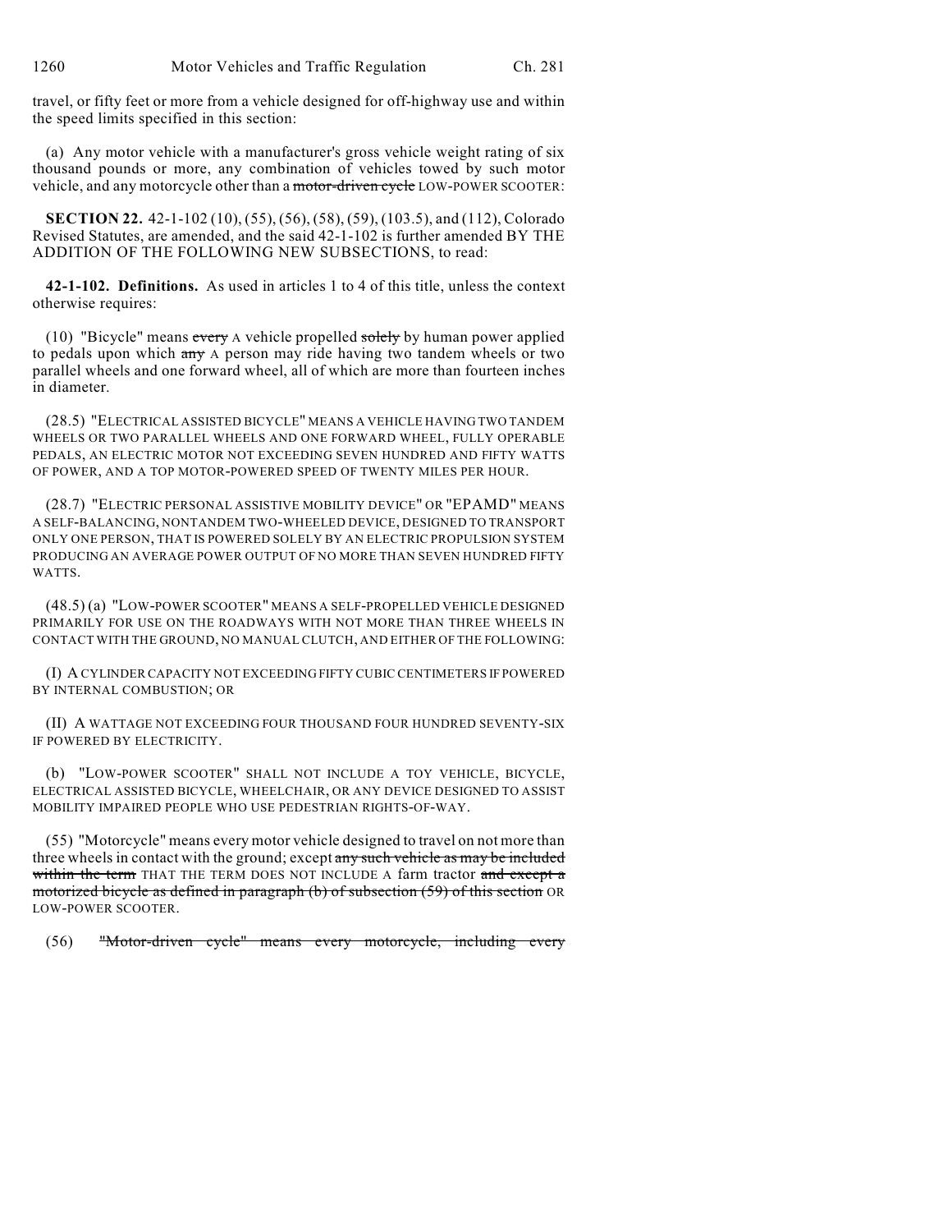travel, or fifty feet or more from a vehicle designed for off-highway use and within the speed limits specified in this section:

(a) Any motor vehicle with a manufacturer's gross vehicle weight rating of six thousand pounds or more, any combination of vehicles towed by such motor vehicle, and any motorcycle other than a ~~motor-driven cycle~~ LOW-POWER SCOOTER:

**SECTION 22.** 42-1-102 (10), (55), (56), (58), (59), (103.5), and (112), Colorado Revised Statutes, are amended, and the said 42-1-102 is further amended BY THE ADDITION OF THE FOLLOWING NEW SUBSECTIONS, to read:

**42-1-102. Definitions.** As used in articles 1 to 4 of this title, unless the context otherwise requires:

(10) "Bicycle" means ~~every~~ A vehicle propelled ~~solely~~ by human power applied to pedals upon which ~~any~~ A person may ride having two tandem wheels or two parallel wheels and one forward wheel, all of which are more than fourteen inches in diameter.

(28.5) "ELECTRICAL ASSISTED BICYCLE" MEANS A VEHICLE HAVING TWO TANDEM WHEELS OR TWO PARALLEL WHEELS AND ONE FORWARD WHEEL, FULLY OPERABLE PEDALS, AN ELECTRIC MOTOR NOT EXCEEDING SEVEN HUNDRED AND FIFTY WATTS OF POWER, AND A TOP MOTOR-POWERED SPEED OF TWENTY MILES PER HOUR.

(28.7) "ELECTRIC PERSONAL ASSISTIVE MOBILITY DEVICE" OR "EPAMD" MEANS A SELF-BALANCING, NONTANDEM TWO-WHEELED DEVICE, DESIGNED TO TRANSPORT ONLY ONE PERSON, THAT IS POWERED SOLELY BY AN ELECTRIC PROPULSION SYSTEM PRODUCING AN AVERAGE POWER OUTPUT OF NO MORE THAN SEVEN HUNDRED FIFTY WATTS.

(48.5) (a) "LOW-POWER SCOOTER" MEANS A SELF-PROPELLED VEHICLE DESIGNED PRIMARILY FOR USE ON THE ROADWAYS WITH NOT MORE THAN THREE WHEELS IN CONTACT WITH THE GROUND, NO MANUAL CLUTCH, AND EITHER OF THE FOLLOWING:

(I) A CYLINDER CAPACITY NOT EXCEEDING FIFTY CUBIC CENTIMETERS IF POWERED BY INTERNAL COMBUSTION; OR

(II) A WATTAGE NOT EXCEEDING FOUR THOUSAND FOUR HUNDRED SEVENTY-SIX IF POWERED BY ELECTRICITY.

(b) "LOW-POWER SCOOTER" SHALL NOT INCLUDE A TOY VEHICLE, BICYCLE, ELECTRICAL ASSISTED BICYCLE, WHEELCHAIR, OR ANY DEVICE DESIGNED TO ASSIST MOBILITY IMPAIRED PEOPLE WHO USE PEDESTRIAN RIGHTS-OF-WAY.

(55) "Motorcycle" means every motor vehicle designed to travel on not more than three wheels in contact with the ground; except ~~any such vehicle as may be included within the term~~ THAT THE TERM DOES NOT INCLUDE A farm tractor ~~and except a motorized bicycle as defined in paragraph (b) of subsection (59) of this section~~ OR LOW-POWER SCOOTER.

(56) ~~"Motor-driven cycle" means every motorcycle, including every~~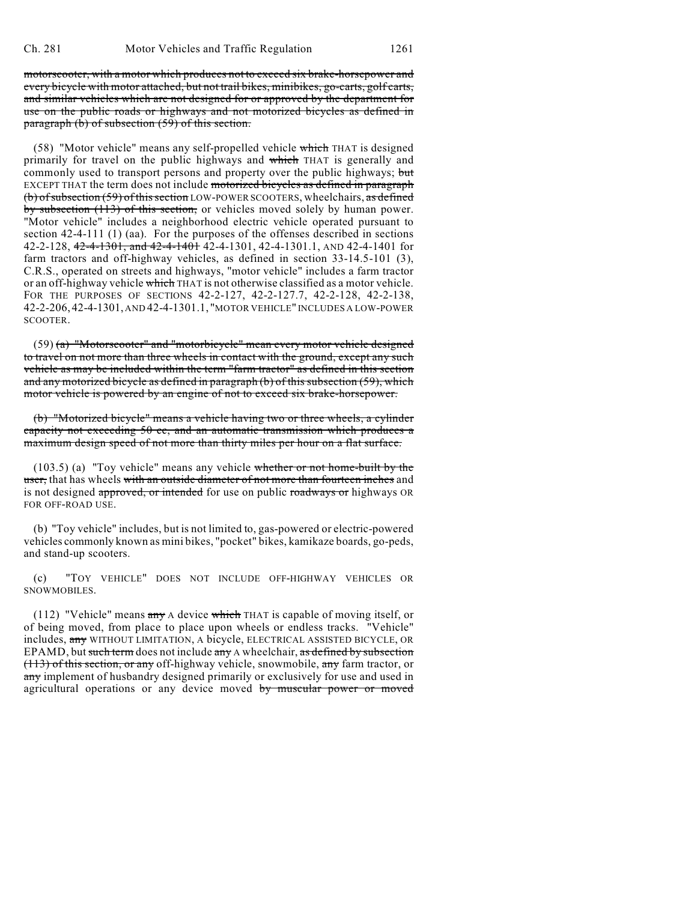~~motorscooter, with a motor which produces not to exceed six brake-horsepower and every bicycle with motor attached, but not trail bikes, minibikes, go-carts, golf carts, and similar vehicles which are not designed for or approved by the department for use on the public roads or highways and not motorized bicycles as defined in paragraph (b) of subsection (59) of this section.~~

(58) "Motor vehicle" means any self-propelled vehicle ~~which~~ THAT is designed primarily for travel on the public highways and ~~which~~ THAT is generally and commonly used to transport persons and property over the public highways; ~~but~~ EXCEPT THAT the term does not include ~~motorized bicycles as defined in paragraph (b) of subsection (59) of this section~~ LOW-POWER SCOOTERS, wheelchairs, ~~as defined by subsection (113) of this section,~~ or vehicles moved solely by human power. "Motor vehicle" includes a neighborhood electric vehicle operated pursuant to section 42-4-111 (1) (aa). For the purposes of the offenses described in sections 42-2-128, ~~42-4-1301, and 42-4-1401~~ 42-4-1301, 42-4-1301.1, AND 42-4-1401 for farm tractors and off-highway vehicles, as defined in section 33-14.5-101 (3), C.R.S., operated on streets and highways, "motor vehicle" includes a farm tractor or an off-highway vehicle ~~which~~ THAT is not otherwise classified as a motor vehicle. FOR THE PURPOSES OF SECTIONS 42-2-127, 42-2-127.7, 42-2-128, 42-2-138, 42-2-206, 42-4-1301, AND 42-4-1301.1, "MOTOR VEHICLE" INCLUDES A LOW-POWER SCOOTER.

(59) ~~(a) "Motorscooter" and "motorbicycle" mean every motor vehicle designed to travel on not more than three wheels in contact with the ground, except any such vehicle as may be included within the term "farm tractor" as defined in this section and any motorized bicycle as defined in paragraph (b) of this subsection (59), which motor vehicle is powered by an engine of not to exceed six brake-horsepower.~~

~~(b) "Motorized bicycle" means a vehicle having two or three wheels, a cylinder capacity not exceeding 50 cc, and an automatic transmission which produces a maximum design speed of not more than thirty miles per hour on a flat surface.~~

(103.5) (a) "Toy vehicle" means any vehicle ~~whether or not home-built by the user,~~ that has wheels ~~with an outside diameter of not more than fourteen inches~~ and is not designed ~~approved, or intended~~ for use on public ~~roadways or~~ highways OR FOR OFF-ROAD USE.

(b) "Toy vehicle" includes, but is not limited to, gas-powered or electric-powered vehicles commonly known as mini bikes, "pocket" bikes, kamikaze boards, go-peds, and stand-up scooters.

(c) "TOY VEHICLE" DOES NOT INCLUDE OFF-HIGHWAY VEHICLES OR SNOWMOBILES.

(112) "Vehicle" means ~~any~~ A device ~~which~~ THAT is capable of moving itself, or of being moved, from place to place upon wheels or endless tracks. "Vehicle" includes, ~~any~~ WITHOUT LIMITATION, A bicycle, ELECTRICAL ASSISTED BICYCLE, OR EPAMD, but ~~such term~~ does not include ~~any~~ A wheelchair, ~~as defined by subsection (113) of this section, or any~~ off-highway vehicle, snowmobile, ~~any~~ farm tractor, or ~~any~~ implement of husbandry designed primarily or exclusively for use and used in agricultural operations or any device moved ~~by muscular power or moved~~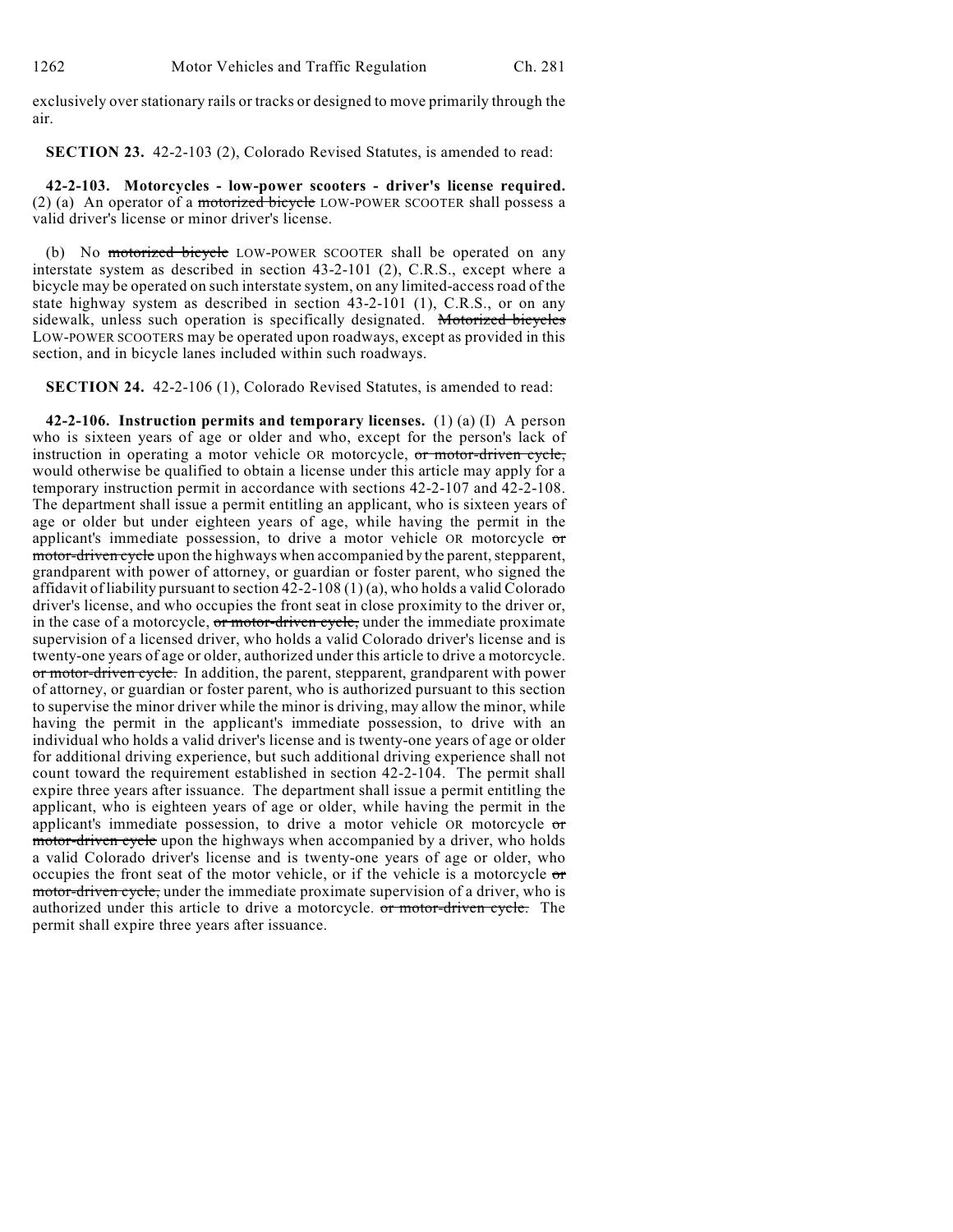exclusively over stationary rails or tracks or designed to move primarily through the air.

**SECTION 23.** 42-2-103 (2), Colorado Revised Statutes, is amended to read:

**42-2-103. Motorcycles - low-power scooters - driver's license required.** (2) (a) An operator of a ~~motorized bicycle~~ LOW-POWER SCOOTER shall possess a valid driver's license or minor driver's license.

(b) No ~~motorized bicycle~~ LOW-POWER SCOOTER shall be operated on any interstate system as described in section 43-2-101 (2), C.R.S., except where a bicycle may be operated on such interstate system, on any limited-access road of the state highway system as described in section 43-2-101 (1), C.R.S., or on any sidewalk, unless such operation is specifically designated. ~~Motorized bicycles~~ LOW-POWER SCOOTERS may be operated upon roadways, except as provided in this section, and in bicycle lanes included within such roadways.

**SECTION 24.** 42-2-106 (1), Colorado Revised Statutes, is amended to read:

**42-2-106. Instruction permits and temporary licenses.** (1) (a) (I) A person who is sixteen years of age or older and who, except for the person's lack of instruction in operating a motor vehicle OR motorcycle, ~~or motor-driven cycle,~~ would otherwise be qualified to obtain a license under this article may apply for a temporary instruction permit in accordance with sections 42-2-107 and 42-2-108. The department shall issue a permit entitling an applicant, who is sixteen years of age or older but under eighteen years of age, while having the permit in the applicant's immediate possession, to drive a motor vehicle OR motorcycle ~~or motor-driven cycle~~ upon the highways when accompanied by the parent, stepparent, grandparent with power of attorney, or guardian or foster parent, who signed the affidavit of liability pursuant to section 42-2-108 (1) (a), who holds a valid Colorado driver's license, and who occupies the front seat in close proximity to the driver or, in the case of a motorcycle, ~~or motor-driven cycle,~~ under the immediate proximate supervision of a licensed driver, who holds a valid Colorado driver's license and is twenty-one years of age or older, authorized under this article to drive a motorcycle. ~~or motor-driven cycle.~~ In addition, the parent, stepparent, grandparent with power of attorney, or guardian or foster parent, who is authorized pursuant to this section to supervise the minor driver while the minor is driving, may allow the minor, while having the permit in the applicant's immediate possession, to drive with an individual who holds a valid driver's license and is twenty-one years of age or older for additional driving experience, but such additional driving experience shall not count toward the requirement established in section 42-2-104. The permit shall expire three years after issuance. The department shall issue a permit entitling the applicant, who is eighteen years of age or older, while having the permit in the applicant's immediate possession, to drive a motor vehicle OR motorcycle ~~or motor-driven cycle~~ upon the highways when accompanied by a driver, who holds a valid Colorado driver's license and is twenty-one years of age or older, who occupies the front seat of the motor vehicle, or if the vehicle is a motorcycle ~~or motor-driven cycle,~~ under the immediate proximate supervision of a driver, who is authorized under this article to drive a motorcycle. ~~or motor-driven cycle.~~ The permit shall expire three years after issuance.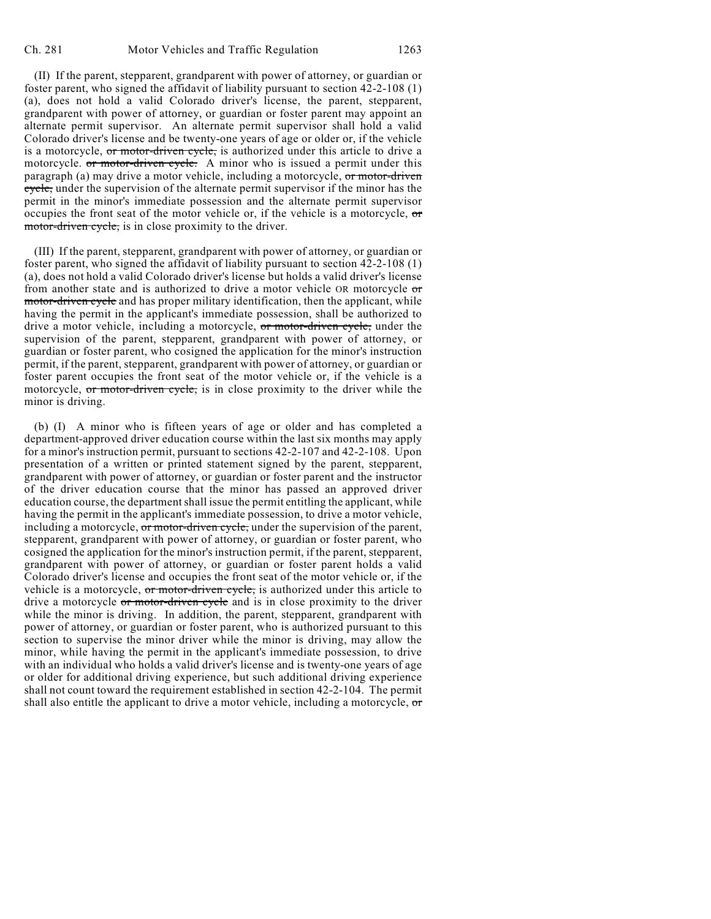(II) If the parent, stepparent, grandparent with power of attorney, or guardian or foster parent, who signed the affidavit of liability pursuant to section 42-2-108 (1) (a), does not hold a valid Colorado driver's license, the parent, stepparent, grandparent with power of attorney, or guardian or foster parent may appoint an alternate permit supervisor. An alternate permit supervisor shall hold a valid Colorado driver's license and be twenty-one years of age or older or, if the vehicle is a motorcycle, ~~or motor-driven cycle,~~ is authorized under this article to drive a motorcycle. ~~or motor-driven cycle.~~ A minor who is issued a permit under this paragraph (a) may drive a motor vehicle, including a motorcycle, ~~or motor-driven cycle,~~ under the supervision of the alternate permit supervisor if the minor has the permit in the minor's immediate possession and the alternate permit supervisor occupies the front seat of the motor vehicle or, if the vehicle is a motorcycle, ~~or motor-driven cycle,~~ is in close proximity to the driver.

(III) If the parent, stepparent, grandparent with power of attorney, or guardian or foster parent, who signed the affidavit of liability pursuant to section 42-2-108 (1) (a), does not hold a valid Colorado driver's license but holds a valid driver's license from another state and is authorized to drive a motor vehicle OR motorcycle ~~or motor-driven cycle~~ and has proper military identification, then the applicant, while having the permit in the applicant's immediate possession, shall be authorized to drive a motor vehicle, including a motorcycle, ~~or motor-driven cycle,~~ under the supervision of the parent, stepparent, grandparent with power of attorney, or guardian or foster parent, who cosigned the application for the minor's instruction permit, if the parent, stepparent, grandparent with power of attorney, or guardian or foster parent occupies the front seat of the motor vehicle or, if the vehicle is a motorcycle, ~~or motor-driven cycle,~~ is in close proximity to the driver while the minor is driving.

(b) (I) A minor who is fifteen years of age or older and has completed a department-approved driver education course within the last six months may apply for a minor's instruction permit, pursuant to sections 42-2-107 and 42-2-108. Upon presentation of a written or printed statement signed by the parent, stepparent, grandparent with power of attorney, or guardian or foster parent and the instructor of the driver education course that the minor has passed an approved driver education course, the department shall issue the permit entitling the applicant, while having the permit in the applicant's immediate possession, to drive a motor vehicle, including a motorcycle, ~~or motor-driven cycle,~~ under the supervision of the parent, stepparent, grandparent with power of attorney, or guardian or foster parent, who cosigned the application for the minor's instruction permit, if the parent, stepparent, grandparent with power of attorney, or guardian or foster parent holds a valid Colorado driver's license and occupies the front seat of the motor vehicle or, if the vehicle is a motorcycle, ~~or motor-driven cycle,~~ is authorized under this article to drive a motorcycle ~~or motor-driven cycle~~ and is in close proximity to the driver while the minor is driving. In addition, the parent, stepparent, grandparent with power of attorney, or guardian or foster parent, who is authorized pursuant to this section to supervise the minor driver while the minor is driving, may allow the minor, while having the permit in the applicant's immediate possession, to drive with an individual who holds a valid driver's license and is twenty-one years of age or older for additional driving experience, but such additional driving experience shall not count toward the requirement established in section 42-2-104. The permit shall also entitle the applicant to drive a motor vehicle, including a motorcycle, ~~or~~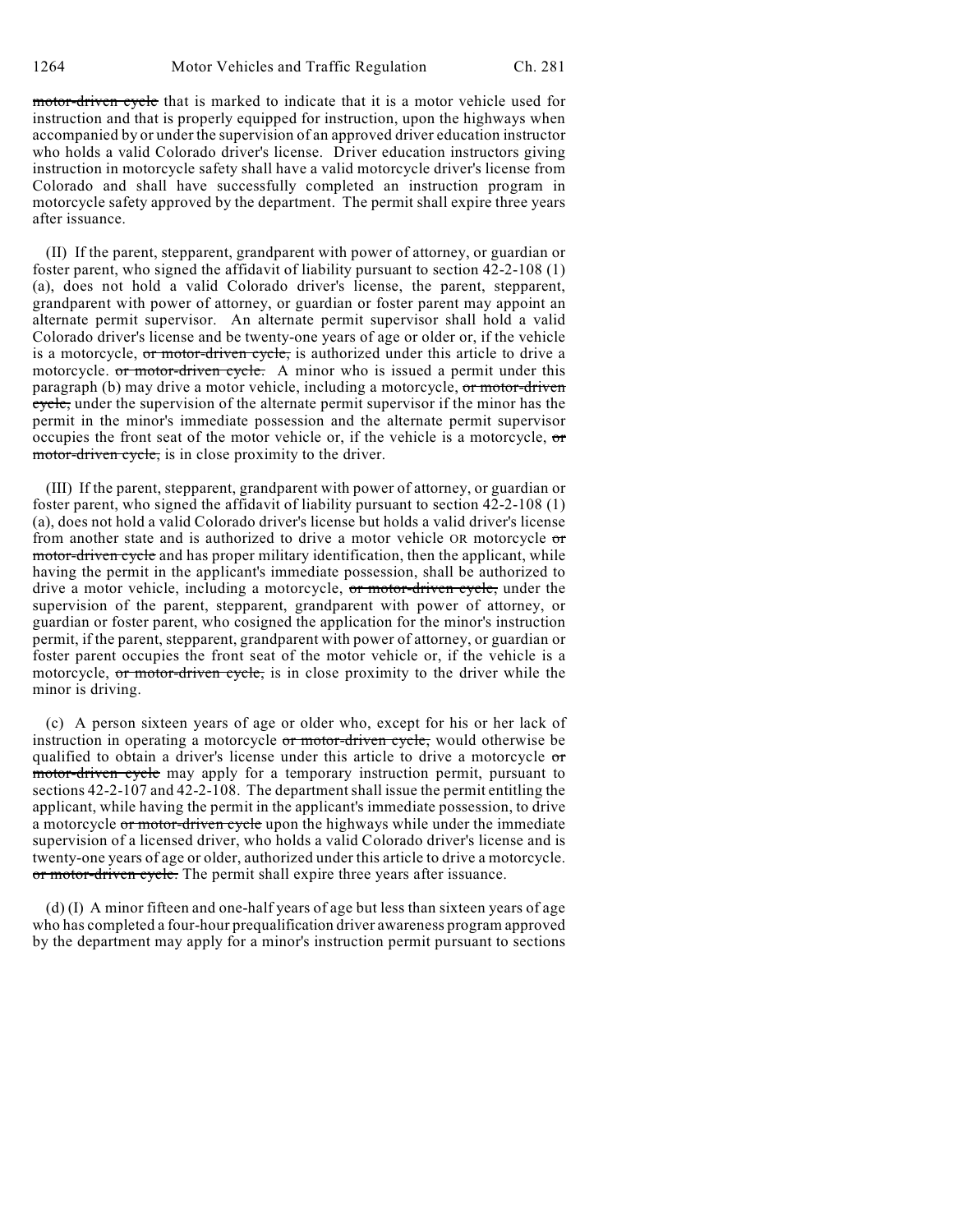~~motor-driven cycle~~ that is marked to indicate that it is a motor vehicle used for instruction and that is properly equipped for instruction, upon the highways when accompanied by or under the supervision of an approved driver education instructor who holds a valid Colorado driver's license. Driver education instructors giving instruction in motorcycle safety shall have a valid motorcycle driver's license from Colorado and shall have successfully completed an instruction program in motorcycle safety approved by the department. The permit shall expire three years after issuance.

(II) If the parent, stepparent, grandparent with power of attorney, or guardian or foster parent, who signed the affidavit of liability pursuant to section 42-2-108 (1) (a), does not hold a valid Colorado driver's license, the parent, stepparent, grandparent with power of attorney, or guardian or foster parent may appoint an alternate permit supervisor. An alternate permit supervisor shall hold a valid Colorado driver's license and be twenty-one years of age or older or, if the vehicle is a motorcycle, ~~or motor-driven cycle,~~ is authorized under this article to drive a motorcycle. ~~or motor-driven cycle.~~ A minor who is issued a permit under this paragraph (b) may drive a motor vehicle, including a motorcycle, ~~or motor-driven cycle,~~ under the supervision of the alternate permit supervisor if the minor has the permit in the minor's immediate possession and the alternate permit supervisor occupies the front seat of the motor vehicle or, if the vehicle is a motorcycle, ~~or motor-driven cycle,~~ is in close proximity to the driver.

(III) If the parent, stepparent, grandparent with power of attorney, or guardian or foster parent, who signed the affidavit of liability pursuant to section 42-2-108 (1) (a), does not hold a valid Colorado driver's license but holds a valid driver's license from another state and is authorized to drive a motor vehicle OR motorcycle ~~or motor-driven cycle~~ and has proper military identification, then the applicant, while having the permit in the applicant's immediate possession, shall be authorized to drive a motor vehicle, including a motorcycle, ~~or motor-driven cycle,~~ under the supervision of the parent, stepparent, grandparent with power of attorney, or guardian or foster parent, who cosigned the application for the minor's instruction permit, if the parent, stepparent, grandparent with power of attorney, or guardian or foster parent occupies the front seat of the motor vehicle or, if the vehicle is a motorcycle, ~~or motor-driven cycle,~~ is in close proximity to the driver while the minor is driving.

(c) A person sixteen years of age or older who, except for his or her lack of instruction in operating a motorcycle ~~or motor-driven cycle,~~ would otherwise be qualified to obtain a driver's license under this article to drive a motorcycle ~~or motor-driven cycle~~ may apply for a temporary instruction permit, pursuant to sections 42-2-107 and 42-2-108. The department shall issue the permit entitling the applicant, while having the permit in the applicant's immediate possession, to drive a motorcycle ~~or motor-driven cycle~~ upon the highways while under the immediate supervision of a licensed driver, who holds a valid Colorado driver's license and is twenty-one years of age or older, authorized under this article to drive a motorcycle. ~~or motor-driven cycle.~~ The permit shall expire three years after issuance.

(d) (I) A minor fifteen and one-half years of age but less than sixteen years of age who has completed a four-hour prequalification driver awareness program approved by the department may apply for a minor's instruction permit pursuant to sections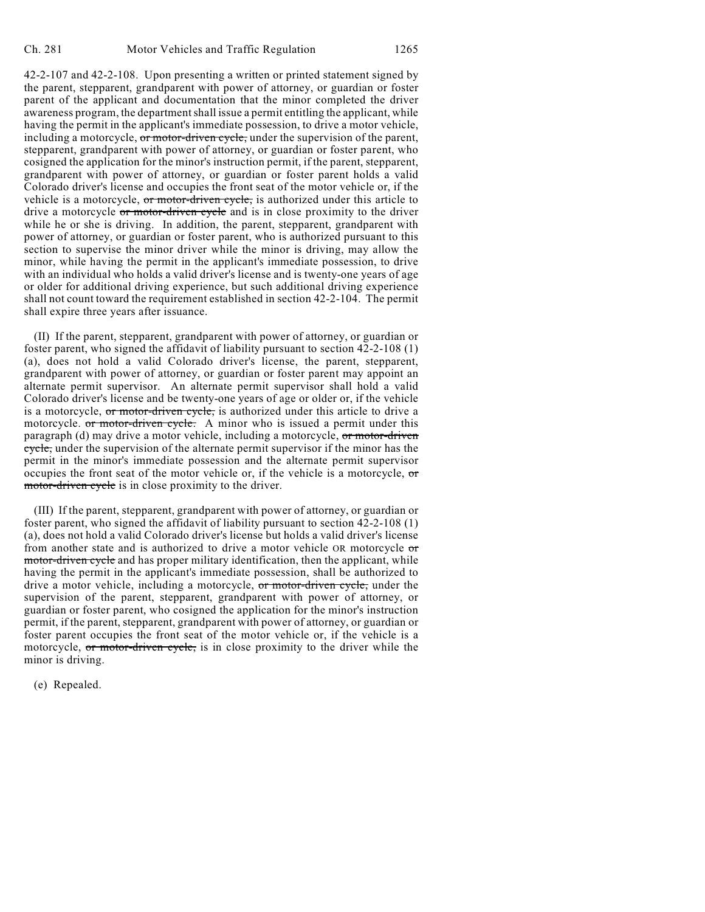42-2-107 and 42-2-108. Upon presenting a written or printed statement signed by the parent, stepparent, grandparent with power of attorney, or guardian or foster parent of the applicant and documentation that the minor completed the driver awareness program, the department shall issue a permit entitling the applicant, while having the permit in the applicant's immediate possession, to drive a motor vehicle, including a motorcycle, ~~or motor-driven cycle,~~ under the supervision of the parent, stepparent, grandparent with power of attorney, or guardian or foster parent, who cosigned the application for the minor's instruction permit, if the parent, stepparent, grandparent with power of attorney, or guardian or foster parent holds a valid Colorado driver's license and occupies the front seat of the motor vehicle or, if the vehicle is a motorcycle, ~~or motor-driven cycle,~~ is authorized under this article to drive a motorcycle ~~or motor-driven cycle~~ and is in close proximity to the driver while he or she is driving. In addition, the parent, stepparent, grandparent with power of attorney, or guardian or foster parent, who is authorized pursuant to this section to supervise the minor driver while the minor is driving, may allow the minor, while having the permit in the applicant's immediate possession, to drive with an individual who holds a valid driver's license and is twenty-one years of age or older for additional driving experience, but such additional driving experience shall not count toward the requirement established in section 42-2-104. The permit shall expire three years after issuance.

(II) If the parent, stepparent, grandparent with power of attorney, or guardian or foster parent, who signed the affidavit of liability pursuant to section 42-2-108 (1) (a), does not hold a valid Colorado driver's license, the parent, stepparent, grandparent with power of attorney, or guardian or foster parent may appoint an alternate permit supervisor. An alternate permit supervisor shall hold a valid Colorado driver's license and be twenty-one years of age or older or, if the vehicle is a motorcycle, ~~or motor-driven cycle,~~ is authorized under this article to drive a motorcycle. ~~or motor-driven cycle.~~ A minor who is issued a permit under this paragraph (d) may drive a motor vehicle, including a motorcycle, ~~or motor-driven cycle,~~ under the supervision of the alternate permit supervisor if the minor has the permit in the minor's immediate possession and the alternate permit supervisor occupies the front seat of the motor vehicle or, if the vehicle is a motorcycle, ~~or motor-driven cycle~~ is in close proximity to the driver.

(III) If the parent, stepparent, grandparent with power of attorney, or guardian or foster parent, who signed the affidavit of liability pursuant to section 42-2-108 (1) (a), does not hold a valid Colorado driver's license but holds a valid driver's license from another state and is authorized to drive a motor vehicle OR motorcycle ~~or motor-driven cycle~~ and has proper military identification, then the applicant, while having the permit in the applicant's immediate possession, shall be authorized to drive a motor vehicle, including a motorcycle, ~~or motor-driven cycle,~~ under the supervision of the parent, stepparent, grandparent with power of attorney, or guardian or foster parent, who cosigned the application for the minor's instruction permit, if the parent, stepparent, grandparent with power of attorney, or guardian or foster parent occupies the front seat of the motor vehicle or, if the vehicle is a motorcycle, ~~or motor-driven cycle,~~ is in close proximity to the driver while the minor is driving.

(e) Repealed.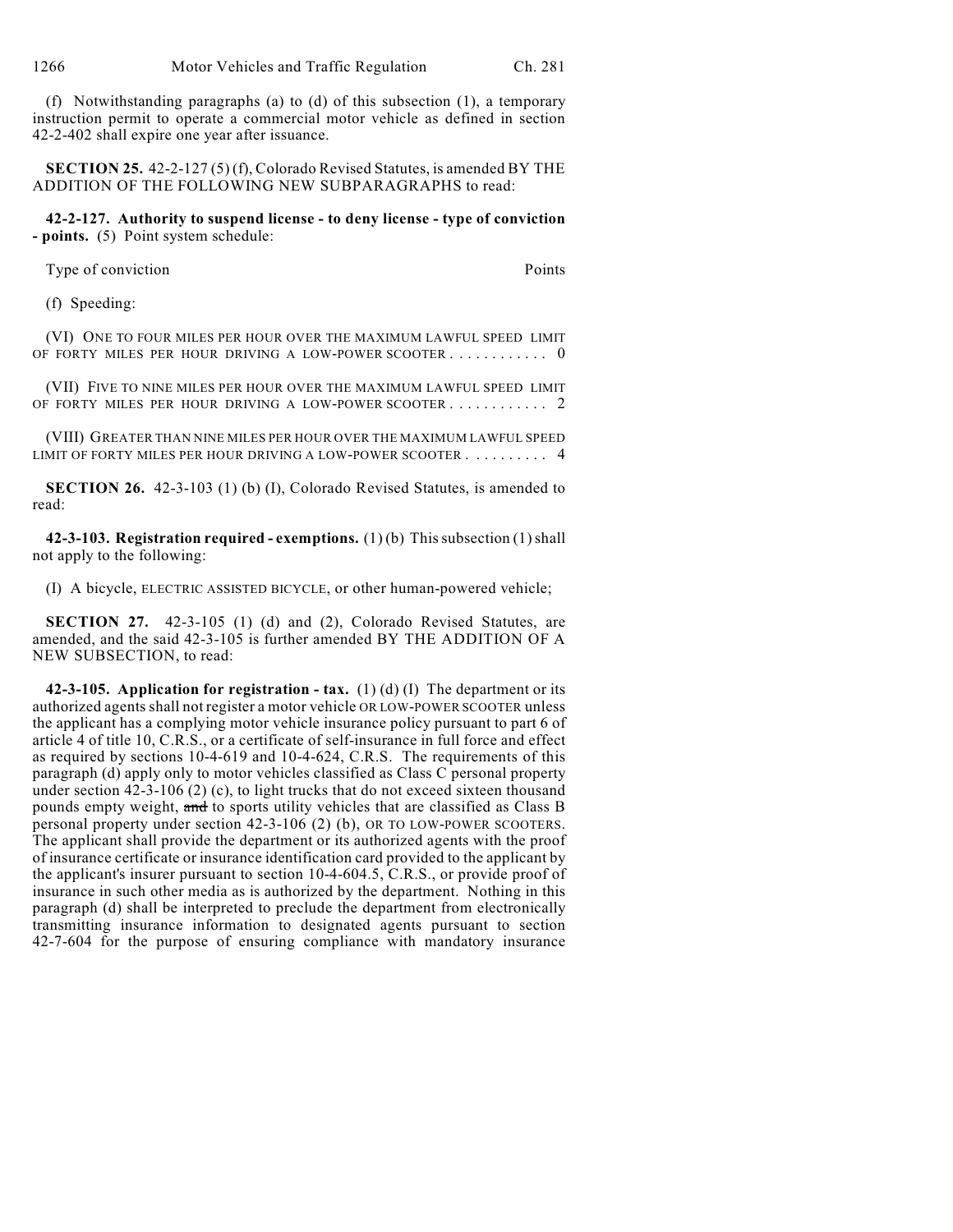(f) Notwithstanding paragraphs (a) to (d) of this subsection (1), a temporary instruction permit to operate a commercial motor vehicle as defined in section 42-2-402 shall expire one year after issuance.

**SECTION 25.** 42-2-127 (5) (f), Colorado Revised Statutes, is amended BY THE ADDITION OF THE FOLLOWING NEW SUBPARAGRAPHS to read:

**42-2-127. Authority to suspend license - to deny license - type of conviction - points.** (5) Point system schedule:

| Type of conviction | Points |
|---|---|
| (f) Speeding: | |
| (VI) ONE TO FOUR MILES PER HOUR OVER THE MAXIMUM LAWFUL SPEED LIMIT OF FORTY MILES PER HOUR DRIVING A LOW-POWER SCOOTER . . . . . . . . . . . | 0 |
| (VII) FIVE TO NINE MILES PER HOUR OVER THE MAXIMUM LAWFUL SPEED LIMIT OF FORTY MILES PER HOUR DRIVING A LOW-POWER SCOOTER . . . . . . . . . . . | 2 |
| (VIII) GREATER THAN NINE MILES PER HOUR OVER THE MAXIMUM LAWFUL SPEED LIMIT OF FORTY MILES PER HOUR DRIVING A LOW-POWER SCOOTER . . . . . . . . . | 4 |

**SECTION 26.** 42-3-103 (1) (b) (I), Colorado Revised Statutes, is amended to read:

**42-3-103. Registration required - exemptions.** (1) (b) This subsection (1) shall not apply to the following:

(I) A bicycle, ELECTRIC ASSISTED BICYCLE, or other human-powered vehicle;

**SECTION 27.** 42-3-105 (1) (d) and (2), Colorado Revised Statutes, are amended, and the said 42-3-105 is further amended BY THE ADDITION OF A NEW SUBSECTION, to read:

**42-3-105. Application for registration - tax.** (1) (d) (I) The department or its authorized agents shall not register a motor vehicle OR LOW-POWER SCOOTER unless the applicant has a complying motor vehicle insurance policy pursuant to part 6 of article 4 of title 10, C.R.S., or a certificate of self-insurance in full force and effect as required by sections 10-4-619 and 10-4-624, C.R.S. The requirements of this paragraph (d) apply only to motor vehicles classified as Class C personal property under section 42-3-106 (2) (c), to light trucks that do not exceed sixteen thousand pounds empty weight, ~~and~~ to sports utility vehicles that are classified as Class B personal property under section 42-3-106 (2) (b), OR TO LOW-POWER SCOOTERS. The applicant shall provide the department or its authorized agents with the proof of insurance certificate or insurance identification card provided to the applicant by the applicant's insurer pursuant to section 10-4-604.5, C.R.S., or provide proof of insurance in such other media as is authorized by the department. Nothing in this paragraph (d) shall be interpreted to preclude the department from electronically transmitting insurance information to designated agents pursuant to section 42-7-604 for the purpose of ensuring compliance with mandatory insurance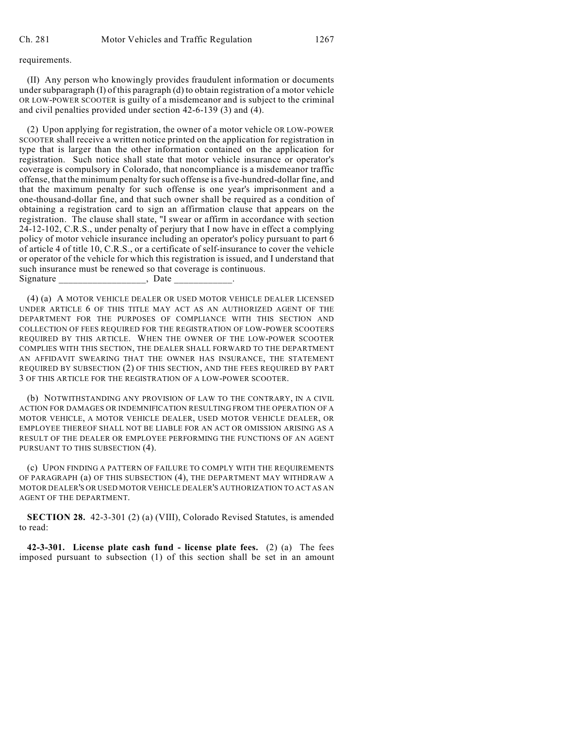requirements.

(II) Any person who knowingly provides fraudulent information or documents under subparagraph (I) of this paragraph (d) to obtain registration of a motor vehicle OR LOW-POWER SCOOTER is guilty of a misdemeanor and is subject to the criminal and civil penalties provided under section 42-6-139 (3) and (4).

(2) Upon applying for registration, the owner of a motor vehicle OR LOW-POWER SCOOTER shall receive a written notice printed on the application for registration in type that is larger than the other information contained on the application for registration. Such notice shall state that motor vehicle insurance or operator's coverage is compulsory in Colorado, that noncompliance is a misdemeanor traffic offense, that the minimum penalty for such offense is a five-hundred-dollar fine, and that the maximum penalty for such offense is one year's imprisonment and a one-thousand-dollar fine, and that such owner shall be required as a condition of obtaining a registration card to sign an affirmation clause that appears on the registration. The clause shall state, "I swear or affirm in accordance with section 24-12-102, C.R.S., under penalty of perjury that I now have in effect a complying policy of motor vehicle insurance including an operator's policy pursuant to part 6 of article 4 of title 10, C.R.S., or a certificate of self-insurance to cover the vehicle or operator of the vehicle for which this registration is issued, and I understand that such insurance must be renewed so that coverage is continuous.
Signature ________________, Date ___________.

(4) (a) A MOTOR VEHICLE DEALER OR USED MOTOR VEHICLE DEALER LICENSED UNDER ARTICLE 6 OF THIS TITLE MAY ACT AS AN AUTHORIZED AGENT OF THE DEPARTMENT FOR THE PURPOSES OF COMPLIANCE WITH THIS SECTION AND COLLECTION OF FEES REQUIRED FOR THE REGISTRATION OF LOW-POWER SCOOTERS REQUIRED BY THIS ARTICLE. WHEN THE OWNER OF THE LOW-POWER SCOOTER COMPLIES WITH THIS SECTION, THE DEALER SHALL FORWARD TO THE DEPARTMENT AN AFFIDAVIT SWEARING THAT THE OWNER HAS INSURANCE, THE STATEMENT REQUIRED BY SUBSECTION (2) OF THIS SECTION, AND THE FEES REQUIRED BY PART 3 OF THIS ARTICLE FOR THE REGISTRATION OF A LOW-POWER SCOOTER.

(b) NOTWITHSTANDING ANY PROVISION OF LAW TO THE CONTRARY, IN A CIVIL ACTION FOR DAMAGES OR INDEMNIFICATION RESULTING FROM THE OPERATION OF A MOTOR VEHICLE, A MOTOR VEHICLE DEALER, USED MOTOR VEHICLE DEALER, OR EMPLOYEE THEREOF SHALL NOT BE LIABLE FOR AN ACT OR OMISSION ARISING AS A RESULT OF THE DEALER OR EMPLOYEE PERFORMING THE FUNCTIONS OF AN AGENT PURSUANT TO THIS SUBSECTION (4).

(c) UPON FINDING A PATTERN OF FAILURE TO COMPLY WITH THE REQUIREMENTS OF PARAGRAPH (a) OF THIS SUBSECTION (4), THE DEPARTMENT MAY WITHDRAW A MOTOR DEALER'S OR USED MOTOR VEHICLE DEALER'S AUTHORIZATION TO ACT AS AN AGENT OF THE DEPARTMENT.

**SECTION 28.** 42-3-301 (2) (a) (VIII), Colorado Revised Statutes, is amended to read:

**42-3-301. License plate cash fund - license plate fees.** (2) (a) The fees imposed pursuant to subsection (1) of this section shall be set in an amount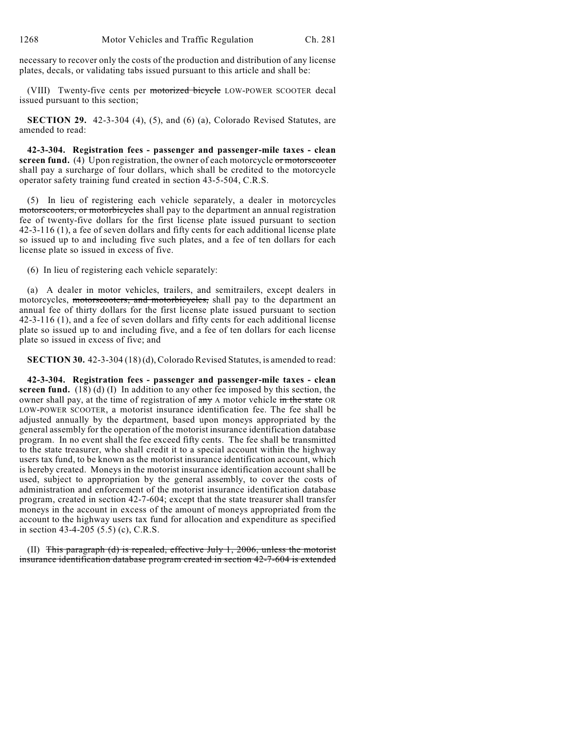necessary to recover only the costs of the production and distribution of any license plates, decals, or validating tabs issued pursuant to this article and shall be:

(VIII) Twenty-five cents per ~~motorized bicycle~~ LOW-POWER SCOOTER decal issued pursuant to this section;

**SECTION 29.** 42-3-304 (4), (5), and (6) (a), Colorado Revised Statutes, are amended to read:

**42-3-304. Registration fees - passenger and passenger-mile taxes - clean screen fund.** (4) Upon registration, the owner of each motorcycle ~~or motorscooter~~ shall pay a surcharge of four dollars, which shall be credited to the motorcycle operator safety training fund created in section 43-5-504, C.R.S.

(5) In lieu of registering each vehicle separately, a dealer in motorcycles ~~motorscooters, or motorbicycles~~ shall pay to the department an annual registration fee of twenty-five dollars for the first license plate issued pursuant to section 42-3-116 (1), a fee of seven dollars and fifty cents for each additional license plate so issued up to and including five such plates, and a fee of ten dollars for each license plate so issued in excess of five.

(6) In lieu of registering each vehicle separately:

(a) A dealer in motor vehicles, trailers, and semitrailers, except dealers in motorcycles, ~~motorscooters, and motorbicycles,~~ shall pay to the department an annual fee of thirty dollars for the first license plate issued pursuant to section 42-3-116 (1), and a fee of seven dollars and fifty cents for each additional license plate so issued up to and including five, and a fee of ten dollars for each license plate so issued in excess of five; and

**SECTION 30.** 42-3-304 (18) (d), Colorado Revised Statutes, is amended to read:

**42-3-304. Registration fees - passenger and passenger-mile taxes - clean screen fund.** (18) (d) (I) In addition to any other fee imposed by this section, the owner shall pay, at the time of registration of ~~any~~ A motor vehicle ~~in the state~~ OR LOW-POWER SCOOTER, a motorist insurance identification fee. The fee shall be adjusted annually by the department, based upon moneys appropriated by the general assembly for the operation of the motorist insurance identification database program. In no event shall the fee exceed fifty cents. The fee shall be transmitted to the state treasurer, who shall credit it to a special account within the highway users tax fund, to be known as the motorist insurance identification account, which is hereby created. Moneys in the motorist insurance identification account shall be used, subject to appropriation by the general assembly, to cover the costs of administration and enforcement of the motorist insurance identification database program, created in section 42-7-604; except that the state treasurer shall transfer moneys in the account in excess of the amount of moneys appropriated from the account to the highway users tax fund for allocation and expenditure as specified in section 43-4-205 (5.5) (c), C.R.S.

(II) ~~This paragraph (d) is repealed, effective July 1, 2006, unless the motorist insurance identification database program created in section 42-7-604 is extended~~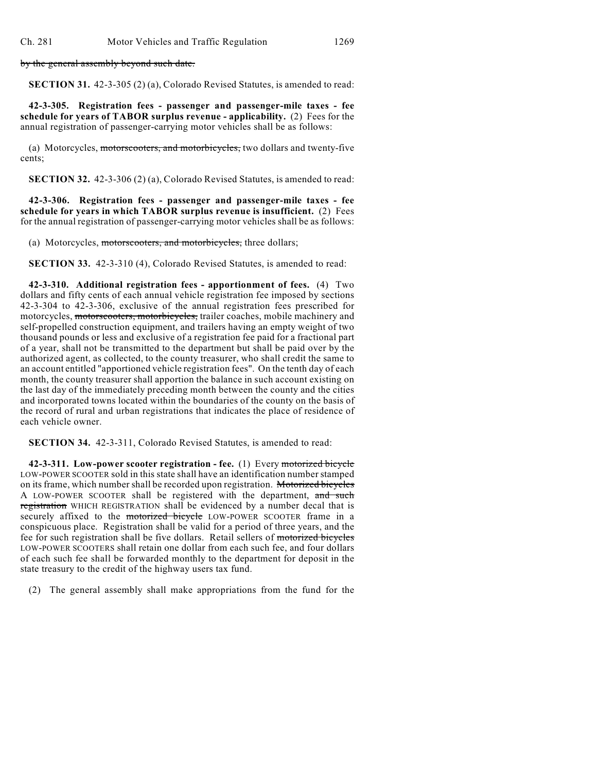~~by the general assembly beyond such date.~~

**SECTION 31.** 42-3-305 (2) (a), Colorado Revised Statutes, is amended to read:

**42-3-305. Registration fees - passenger and passenger-mile taxes - fee schedule for years of TABOR surplus revenue - applicability.** (2) Fees for the annual registration of passenger-carrying motor vehicles shall be as follows:

(a) Motorcycles, ~~motorscooters, and motorbicycles,~~ two dollars and twenty-five cents;

**SECTION 32.** 42-3-306 (2) (a), Colorado Revised Statutes, is amended to read:

**42-3-306. Registration fees - passenger and passenger-mile taxes - fee schedule for years in which TABOR surplus revenue is insufficient.** (2) Fees for the annual registration of passenger-carrying motor vehicles shall be as follows:

(a) Motorcycles, ~~motorscooters, and motorbicycles,~~ three dollars;

**SECTION 33.** 42-3-310 (4), Colorado Revised Statutes, is amended to read:

**42-3-310. Additional registration fees - apportionment of fees.** (4) Two dollars and fifty cents of each annual vehicle registration fee imposed by sections 42-3-304 to 42-3-306, exclusive of the annual registration fees prescribed for motorcycles, ~~motorscooters, motorbicycles,~~ trailer coaches, mobile machinery and self-propelled construction equipment, and trailers having an empty weight of two thousand pounds or less and exclusive of a registration fee paid for a fractional part of a year, shall not be transmitted to the department but shall be paid over by the authorized agent, as collected, to the county treasurer, who shall credit the same to an account entitled "apportioned vehicle registration fees". On the tenth day of each month, the county treasurer shall apportion the balance in such account existing on the last day of the immediately preceding month between the county and the cities and incorporated towns located within the boundaries of the county on the basis of the record of rural and urban registrations that indicates the place of residence of each vehicle owner.

**SECTION 34.** 42-3-311, Colorado Revised Statutes, is amended to read:

**42-3-311. Low-power scooter registration - fee.** (1) Every ~~motorized bicycle~~ LOW-POWER SCOOTER sold in this state shall have an identification number stamped on its frame, which number shall be recorded upon registration. ~~Motorized bicycles~~ A LOW-POWER SCOOTER shall be registered with the department, ~~and such registration~~ WHICH REGISTRATION shall be evidenced by a number decal that is securely affixed to the ~~motorized bicycle~~ LOW-POWER SCOOTER frame in a conspicuous place. Registration shall be valid for a period of three years, and the fee for such registration shall be five dollars. Retail sellers of ~~motorized bicycles~~ LOW-POWER SCOOTERS shall retain one dollar from each such fee, and four dollars of each such fee shall be forwarded monthly to the department for deposit in the state treasury to the credit of the highway users tax fund.

(2) The general assembly shall make appropriations from the fund for the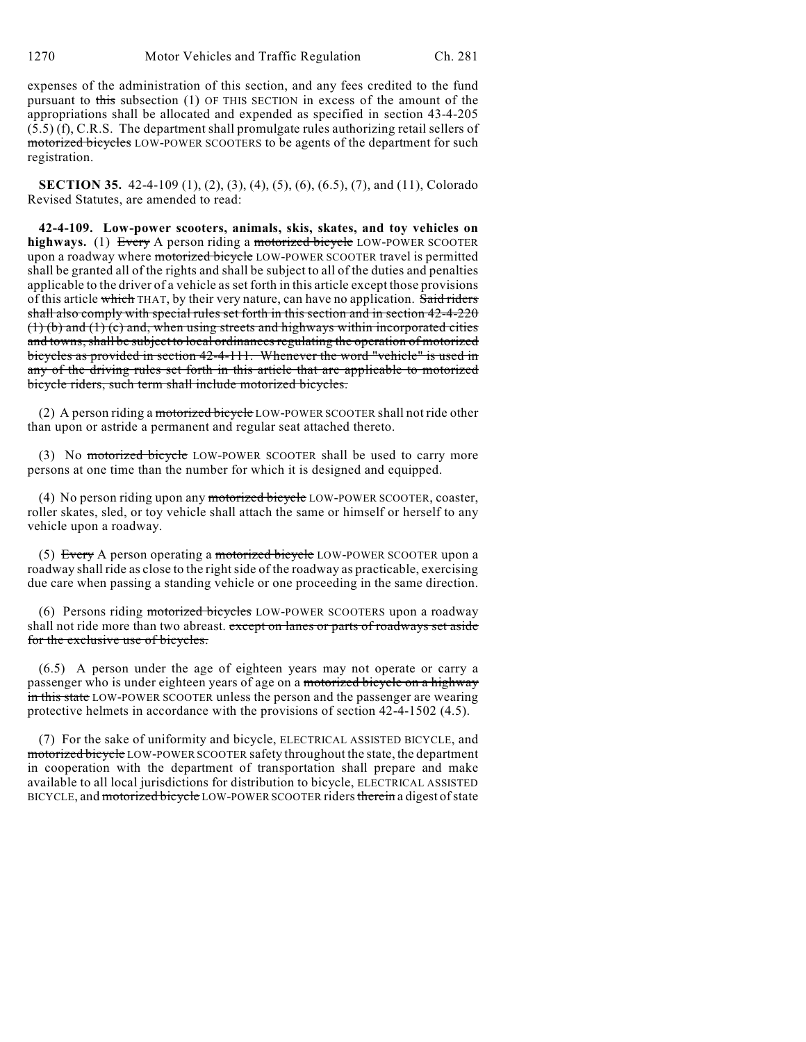expenses of the administration of this section, and any fees credited to the fund pursuant to ~~this~~ subsection (1) OF THIS SECTION in excess of the amount of the appropriations shall be allocated and expended as specified in section 43-4-205 (5.5) (f), C.R.S. The department shall promulgate rules authorizing retail sellers of ~~motorized bicycles~~ LOW-POWER SCOOTERS to be agents of the department for such registration.

**SECTION 35.** 42-4-109 (1), (2), (3), (4), (5), (6), (6.5), (7), and (11), Colorado Revised Statutes, are amended to read:

**42-4-109. Low-power scooters, animals, skis, skates, and toy vehicles on highways.** (1) ~~Every~~ A person riding a ~~motorized bicycle~~ LOW-POWER SCOOTER upon a roadway where ~~motorized bicycle~~ LOW-POWER SCOOTER travel is permitted shall be granted all of the rights and shall be subject to all of the duties and penalties applicable to the driver of a vehicle as set forth in this article except those provisions of this article ~~which~~ THAT, by their very nature, can have no application. ~~Said riders shall also comply with special rules set forth in this section and in section 42-4-220 (1) (b) and (1) (c) and, when using streets and highways within incorporated cities and towns, shall be subject to local ordinances regulating the operation of motorized bicycles as provided in section 42-4-111. Whenever the word "vehicle" is used in any of the driving rules set forth in this article that are applicable to motorized bicycle riders, such term shall include motorized bicycles.~~

(2) A person riding a ~~motorized bicycle~~ LOW-POWER SCOOTER shall not ride other than upon or astride a permanent and regular seat attached thereto.

(3) No ~~motorized bicycle~~ LOW-POWER SCOOTER shall be used to carry more persons at one time than the number for which it is designed and equipped.

(4) No person riding upon any ~~motorized bicycle~~ LOW-POWER SCOOTER, coaster, roller skates, sled, or toy vehicle shall attach the same or himself or herself to any vehicle upon a roadway.

(5) ~~Every~~ A person operating a ~~motorized bicycle~~ LOW-POWER SCOOTER upon a roadway shall ride as close to the right side of the roadway as practicable, exercising due care when passing a standing vehicle or one proceeding in the same direction.

(6) Persons riding ~~motorized bicycles~~ LOW-POWER SCOOTERS upon a roadway shall not ride more than two abreast. ~~except on lanes or parts of roadways set aside for the exclusive use of bicycles.~~

(6.5) A person under the age of eighteen years may not operate or carry a passenger who is under eighteen years of age on a ~~motorized bicycle on a highway in this state~~ LOW-POWER SCOOTER unless the person and the passenger are wearing protective helmets in accordance with the provisions of section 42-4-1502 (4.5).

(7) For the sake of uniformity and bicycle, ELECTRICAL ASSISTED BICYCLE, and ~~motorized bicycle~~ LOW-POWER SCOOTER safety throughout the state, the department in cooperation with the department of transportation shall prepare and make available to all local jurisdictions for distribution to bicycle, ELECTRICAL ASSISTED BICYCLE, and ~~motorized bicycle~~ LOW-POWER SCOOTER riders ~~therein~~ a digest of state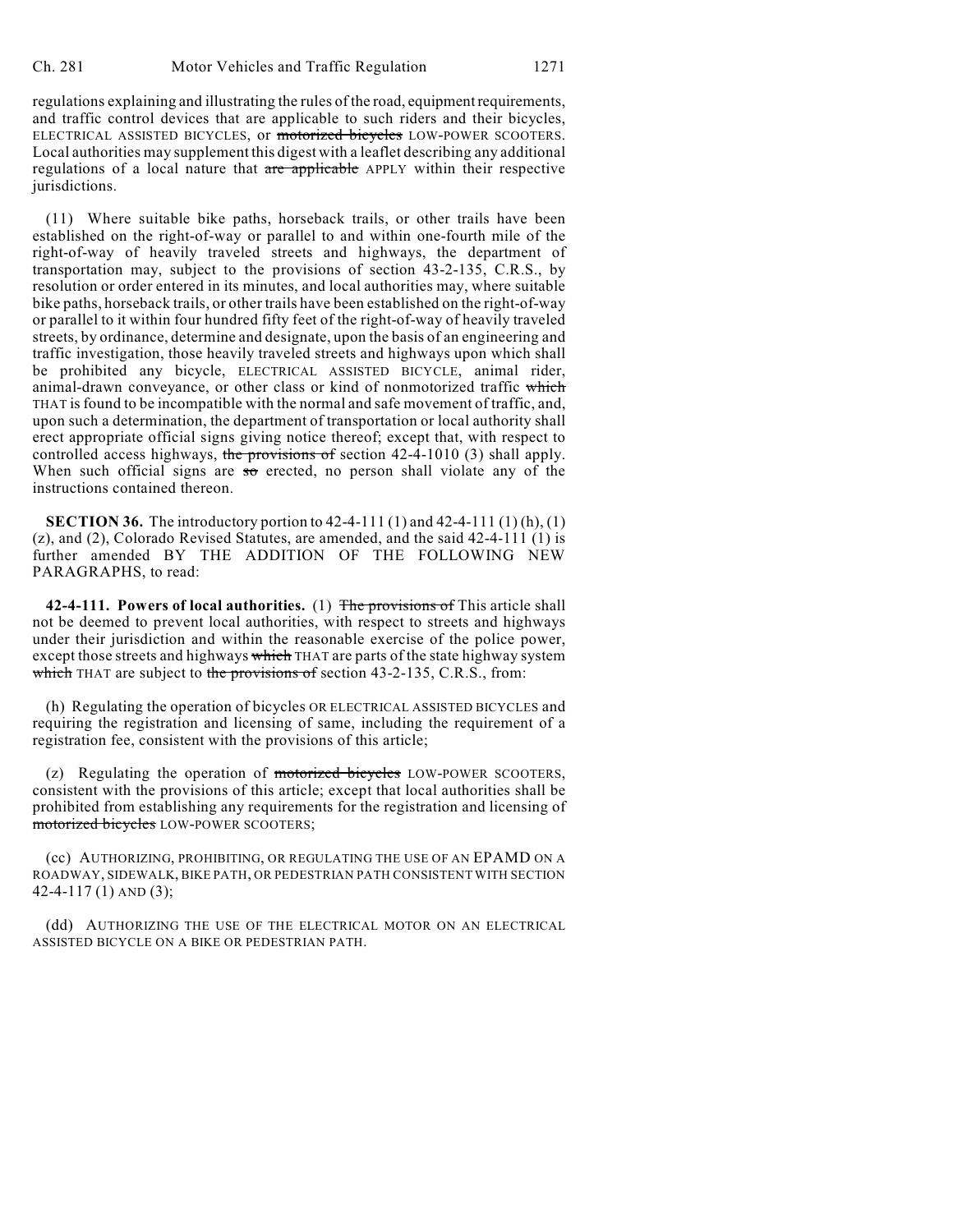regulations explaining and illustrating the rules of the road, equipment requirements, and traffic control devices that are applicable to such riders and their bicycles, ELECTRICAL ASSISTED BICYCLES, or ~~motorized bicycles~~ LOW-POWER SCOOTERS. Local authorities may supplement this digest with a leaflet describing any additional regulations of a local nature that ~~are applicable~~ APPLY within their respective jurisdictions.

(11) Where suitable bike paths, horseback trails, or other trails have been established on the right-of-way or parallel to and within one-fourth mile of the right-of-way of heavily traveled streets and highways, the department of transportation may, subject to the provisions of section 43-2-135, C.R.S., by resolution or order entered in its minutes, and local authorities may, where suitable bike paths, horseback trails, or other trails have been established on the right-of-way or parallel to it within four hundred fifty feet of the right-of-way of heavily traveled streets, by ordinance, determine and designate, upon the basis of an engineering and traffic investigation, those heavily traveled streets and highways upon which shall be prohibited any bicycle, ELECTRICAL ASSISTED BICYCLE, animal rider, animal-drawn conveyance, or other class or kind of nonmotorized traffic ~~which~~ THAT is found to be incompatible with the normal and safe movement of traffic, and, upon such a determination, the department of transportation or local authority shall erect appropriate official signs giving notice thereof; except that, with respect to controlled access highways, ~~the provisions of~~ section 42-4-1010 (3) shall apply. When such official signs are ~~so~~ erected, no person shall violate any of the instructions contained thereon.

**SECTION 36.** The introductory portion to 42-4-111 (1) and 42-4-111 (1) (h), (1) (z), and (2), Colorado Revised Statutes, are amended, and the said 42-4-111 (1) is further amended BY THE ADDITION OF THE FOLLOWING NEW PARAGRAPHS, to read:

**42-4-111. Powers of local authorities.** (1) ~~The provisions of~~ This article shall not be deemed to prevent local authorities, with respect to streets and highways under their jurisdiction and within the reasonable exercise of the police power, except those streets and highways ~~which~~ THAT are parts of the state highway system ~~which~~ THAT are subject to ~~the provisions of~~ section 43-2-135, C.R.S., from:

(h) Regulating the operation of bicycles OR ELECTRICAL ASSISTED BICYCLES and requiring the registration and licensing of same, including the requirement of a registration fee, consistent with the provisions of this article;

(z) Regulating the operation of ~~motorized bicycles~~ LOW-POWER SCOOTERS, consistent with the provisions of this article; except that local authorities shall be prohibited from establishing any requirements for the registration and licensing of ~~motorized bicycles~~ LOW-POWER SCOOTERS;

(cc) AUTHORIZING, PROHIBITING, OR REGULATING THE USE OF AN EPAMD ON A ROADWAY, SIDEWALK, BIKE PATH, OR PEDESTRIAN PATH CONSISTENT WITH SECTION 42-4-117 (1) AND (3);

(dd) AUTHORIZING THE USE OF THE ELECTRICAL MOTOR ON AN ELECTRICAL ASSISTED BICYCLE ON A BIKE OR PEDESTRIAN PATH.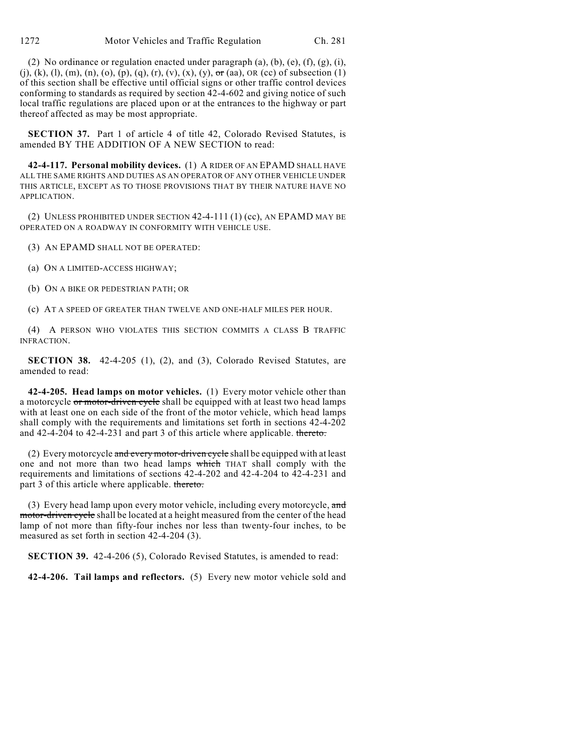(2) No ordinance or regulation enacted under paragraph (a), (b), (e), (f), (g), (i), (j), (k), (l), (m), (n), (o), (p), (q), (r), (v), (x), (y), ~~or~~ (aa), OR (cc) of subsection (1) of this section shall be effective until official signs or other traffic control devices conforming to standards as required by section 42-4-602 and giving notice of such local traffic regulations are placed upon or at the entrances to the highway or part thereof affected as may be most appropriate.

**SECTION 37.** Part 1 of article 4 of title 42, Colorado Revised Statutes, is amended BY THE ADDITION OF A NEW SECTION to read:

**42-4-117. Personal mobility devices.** (1) A RIDER OF AN EPAMD SHALL HAVE ALL THE SAME RIGHTS AND DUTIES AS AN OPERATOR OF ANY OTHER VEHICLE UNDER THIS ARTICLE, EXCEPT AS TO THOSE PROVISIONS THAT BY THEIR NATURE HAVE NO APPLICATION.

(2) UNLESS PROHIBITED UNDER SECTION 42-4-111 (1) (cc), AN EPAMD MAY BE OPERATED ON A ROADWAY IN CONFORMITY WITH VEHICLE USE.

(3) AN EPAMD SHALL NOT BE OPERATED:

(a) ON A LIMITED-ACCESS HIGHWAY;

(b) ON A BIKE OR PEDESTRIAN PATH; OR

(c) AT A SPEED OF GREATER THAN TWELVE AND ONE-HALF MILES PER HOUR.

(4) A PERSON WHO VIOLATES THIS SECTION COMMITS A CLASS B TRAFFIC INFRACTION.

**SECTION 38.** 42-4-205 (1), (2), and (3), Colorado Revised Statutes, are amended to read:

**42-4-205. Head lamps on motor vehicles.** (1) Every motor vehicle other than a motorcycle ~~or motor-driven cycle~~ shall be equipped with at least two head lamps with at least one on each side of the front of the motor vehicle, which head lamps shall comply with the requirements and limitations set forth in sections 42-4-202 and 42-4-204 to 42-4-231 and part 3 of this article where applicable. ~~thereto.~~

(2) Every motorcycle ~~and every motor-driven cycle~~ shall be equipped with at least one and not more than two head lamps ~~which~~ THAT shall comply with the requirements and limitations of sections 42-4-202 and 42-4-204 to 42-4-231 and part 3 of this article where applicable. ~~thereto.~~

(3) Every head lamp upon every motor vehicle, including every motorcycle, ~~and motor-driven cycle~~ shall be located at a height measured from the center of the head lamp of not more than fifty-four inches nor less than twenty-four inches, to be measured as set forth in section 42-4-204 (3).

**SECTION 39.** 42-4-206 (5), Colorado Revised Statutes, is amended to read:

**42-4-206. Tail lamps and reflectors.** (5) Every new motor vehicle sold and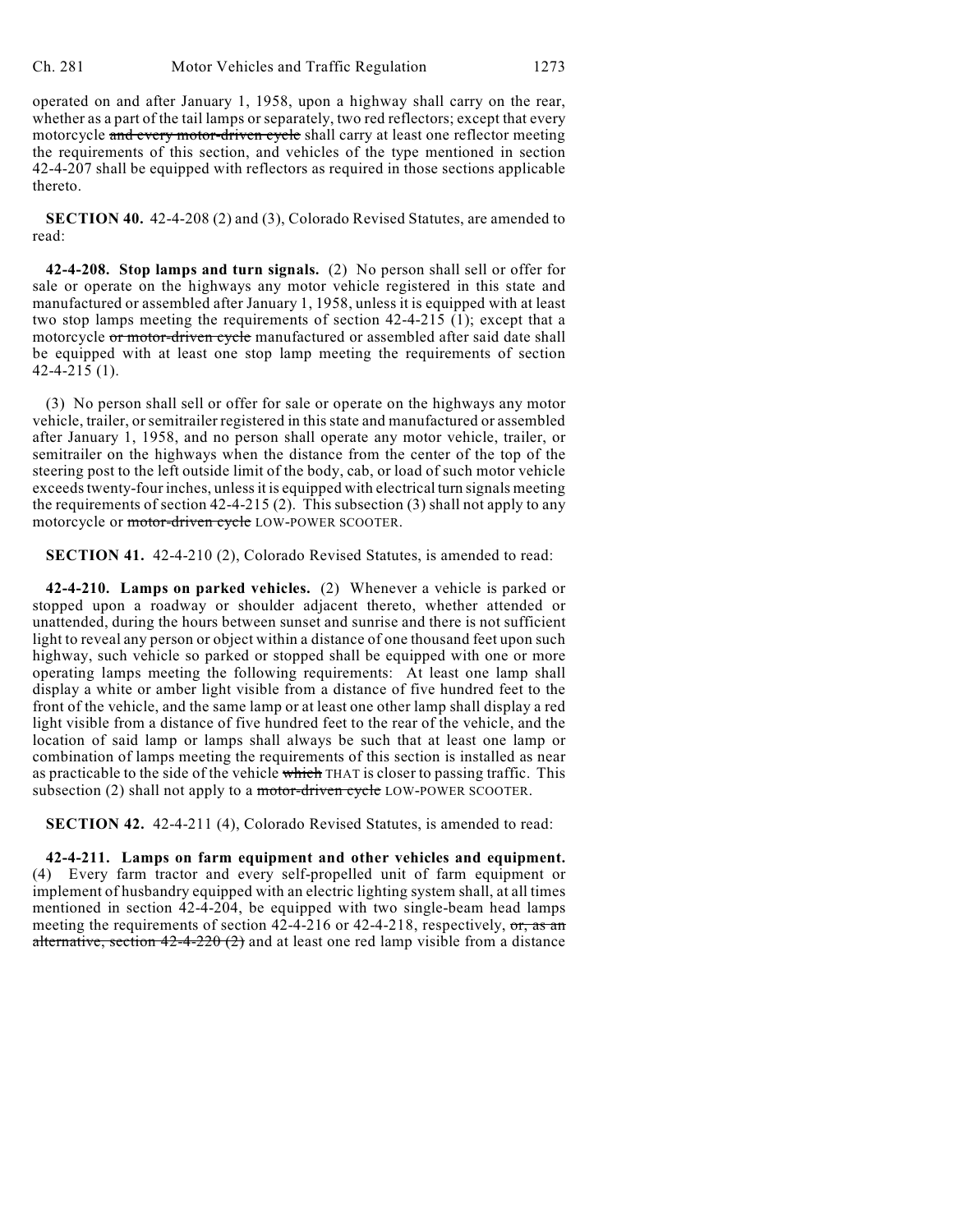operated on and after January 1, 1958, upon a highway shall carry on the rear, whether as a part of the tail lamps or separately, two red reflectors; except that every motorcycle ~~and every motor-driven cycle~~ shall carry at least one reflector meeting the requirements of this section, and vehicles of the type mentioned in section 42-4-207 shall be equipped with reflectors as required in those sections applicable thereto.

**SECTION 40.** 42-4-208 (2) and (3), Colorado Revised Statutes, are amended to read:

**42-4-208. Stop lamps and turn signals.** (2) No person shall sell or offer for sale or operate on the highways any motor vehicle registered in this state and manufactured or assembled after January 1, 1958, unless it is equipped with at least two stop lamps meeting the requirements of section 42-4-215 (1); except that a motorcycle ~~or motor-driven cycle~~ manufactured or assembled after said date shall be equipped with at least one stop lamp meeting the requirements of section 42-4-215 (1).

(3) No person shall sell or offer for sale or operate on the highways any motor vehicle, trailer, or semitrailer registered in this state and manufactured or assembled after January 1, 1958, and no person shall operate any motor vehicle, trailer, or semitrailer on the highways when the distance from the center of the top of the steering post to the left outside limit of the body, cab, or load of such motor vehicle exceeds twenty-four inches, unless it is equipped with electrical turn signals meeting the requirements of section 42-4-215 (2). This subsection (3) shall not apply to any motorcycle or ~~motor-driven cycle~~ LOW-POWER SCOOTER.

**SECTION 41.** 42-4-210 (2), Colorado Revised Statutes, is amended to read:

**42-4-210. Lamps on parked vehicles.** (2) Whenever a vehicle is parked or stopped upon a roadway or shoulder adjacent thereto, whether attended or unattended, during the hours between sunset and sunrise and there is not sufficient light to reveal any person or object within a distance of one thousand feet upon such highway, such vehicle so parked or stopped shall be equipped with one or more operating lamps meeting the following requirements: At least one lamp shall display a white or amber light visible from a distance of five hundred feet to the front of the vehicle, and the same lamp or at least one other lamp shall display a red light visible from a distance of five hundred feet to the rear of the vehicle, and the location of said lamp or lamps shall always be such that at least one lamp or combination of lamps meeting the requirements of this section is installed as near as practicable to the side of the vehicle ~~which~~ THAT is closer to passing traffic. This subsection (2) shall not apply to a ~~motor-driven cycle~~ LOW-POWER SCOOTER.

**SECTION 42.** 42-4-211 (4), Colorado Revised Statutes, is amended to read:

**42-4-211. Lamps on farm equipment and other vehicles and equipment.** (4) Every farm tractor and every self-propelled unit of farm equipment or implement of husbandry equipped with an electric lighting system shall, at all times mentioned in section 42-4-204, be equipped with two single-beam head lamps meeting the requirements of section 42-4-216 or 42-4-218, respectively, ~~or, as an alternative, section 42-4-220 (2)~~ and at least one red lamp visible from a distance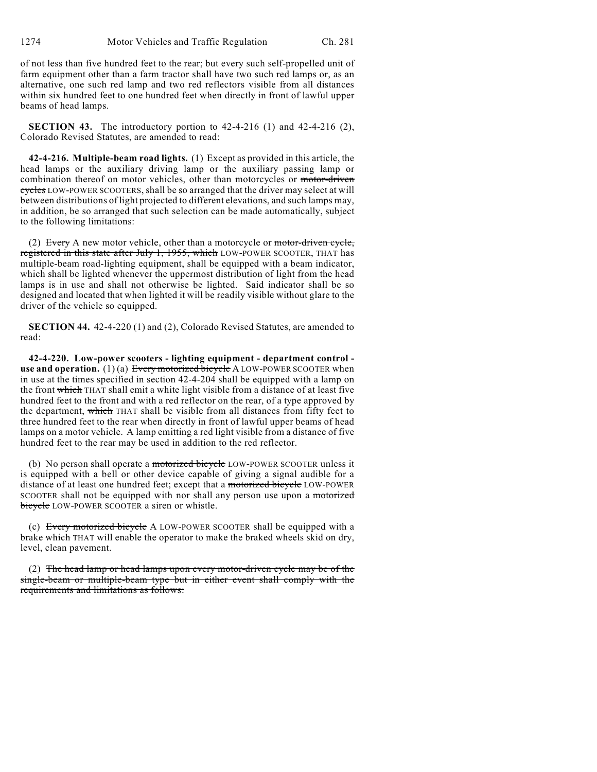of not less than five hundred feet to the rear; but every such self-propelled unit of farm equipment other than a farm tractor shall have two such red lamps or, as an alternative, one such red lamp and two red reflectors visible from all distances within six hundred feet to one hundred feet when directly in front of lawful upper beams of head lamps.

**SECTION 43.** The introductory portion to 42-4-216 (1) and 42-4-216 (2), Colorado Revised Statutes, are amended to read:

**42-4-216. Multiple-beam road lights.** (1) Except as provided in this article, the head lamps or the auxiliary driving lamp or the auxiliary passing lamp or combination thereof on motor vehicles, other than motorcycles or ~~motor-driven cycles~~ LOW-POWER SCOOTERS, shall be so arranged that the driver may select at will between distributions of light projected to different elevations, and such lamps may, in addition, be so arranged that such selection can be made automatically, subject to the following limitations:

(2) ~~Every~~ A new motor vehicle, other than a motorcycle or ~~motor-driven cycle, registered in this state after July 1, 1955, which~~ LOW-POWER SCOOTER, THAT has multiple-beam road-lighting equipment, shall be equipped with a beam indicator, which shall be lighted whenever the uppermost distribution of light from the head lamps is in use and shall not otherwise be lighted. Said indicator shall be so designed and located that when lighted it will be readily visible without glare to the driver of the vehicle so equipped.

**SECTION 44.** 42-4-220 (1) and (2), Colorado Revised Statutes, are amended to read:

**42-4-220. Low-power scooters - lighting equipment - department control - use and operation.** (1) (a) ~~Every motorized bicycle~~ A LOW-POWER SCOOTER when in use at the times specified in section 42-4-204 shall be equipped with a lamp on the front ~~which~~ THAT shall emit a white light visible from a distance of at least five hundred feet to the front and with a red reflector on the rear, of a type approved by the department, ~~which~~ THAT shall be visible from all distances from fifty feet to three hundred feet to the rear when directly in front of lawful upper beams of head lamps on a motor vehicle. A lamp emitting a red light visible from a distance of five hundred feet to the rear may be used in addition to the red reflector.

(b) No person shall operate a ~~motorized bicycle~~ LOW-POWER SCOOTER unless it is equipped with a bell or other device capable of giving a signal audible for a distance of at least one hundred feet; except that a ~~motorized bicycle~~ LOW-POWER SCOOTER shall not be equipped with nor shall any person use upon a ~~motorized bicycle~~ LOW-POWER SCOOTER a siren or whistle.

(c) ~~Every motorized bicycle~~ A LOW-POWER SCOOTER shall be equipped with a brake ~~which~~ THAT will enable the operator to make the braked wheels skid on dry, level, clean pavement.

(2) ~~The head lamp or head lamps upon every motor-driven cycle may be of the single-beam or multiple-beam type but in either event shall comply with the requirements and limitations as follows:~~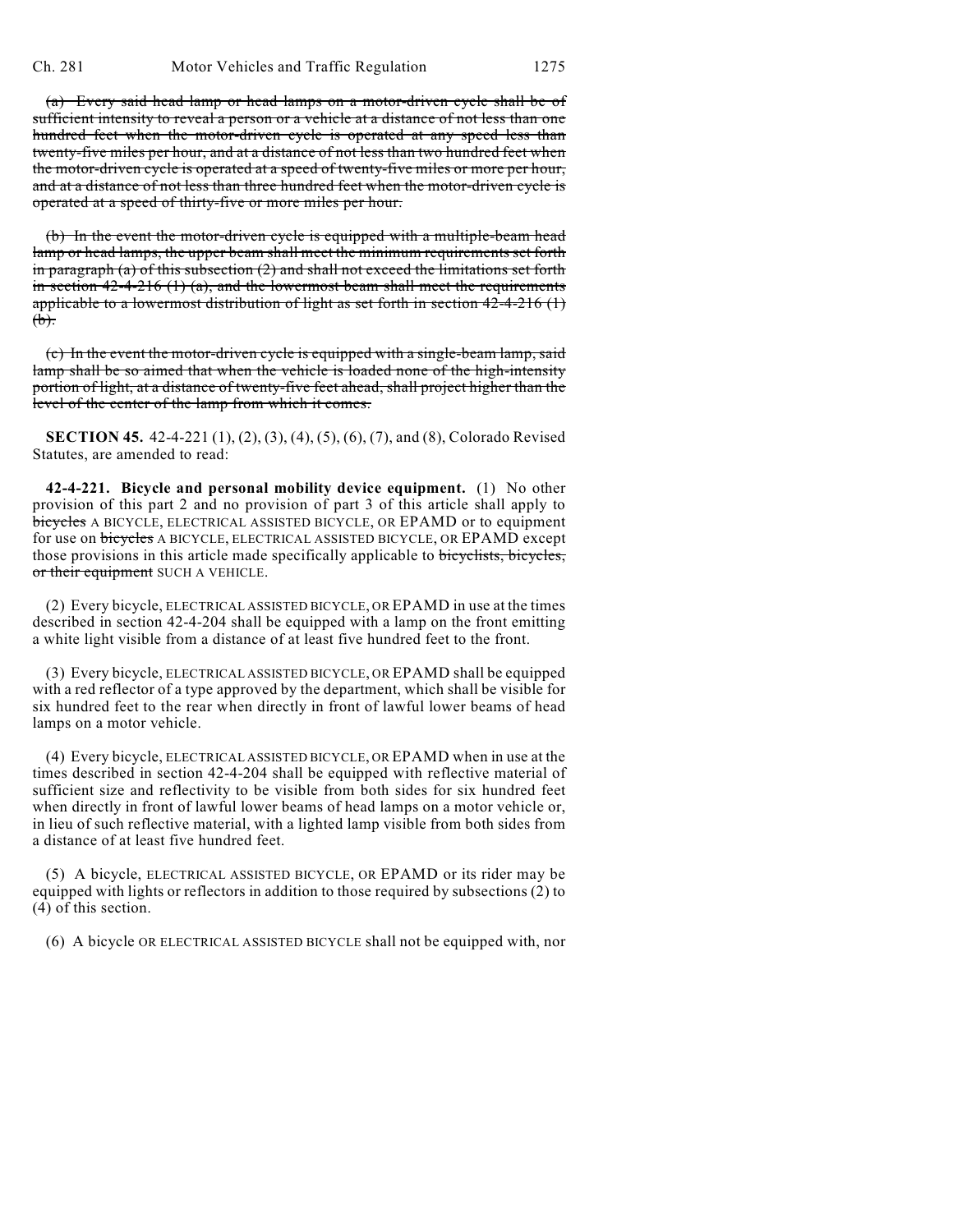~~(a) Every said head lamp or head lamps on a motor-driven cycle shall be of sufficient intensity to reveal a person or a vehicle at a distance of not less than one hundred feet when the motor-driven cycle is operated at any speed less than twenty-five miles per hour, and at a distance of not less than two hundred feet when the motor-driven cycle is operated at a speed of twenty-five miles or more per hour, and at a distance of not less than three hundred feet when the motor-driven cycle is operated at a speed of thirty-five or more miles per hour.~~

~~(b) In the event the motor-driven cycle is equipped with a multiple-beam head lamp or head lamps, the upper beam shall meet the minimum requirements set forth in paragraph (a) of this subsection (2) and shall not exceed the limitations set forth in section 42-4-216 (1) (a), and the lowermost beam shall meet the requirements applicable to a lowermost distribution of light as set forth in section 42-4-216 (1) (b).~~

~~(c) In the event the motor-driven cycle is equipped with a single-beam lamp, said lamp shall be so aimed that when the vehicle is loaded none of the high-intensity portion of light, at a distance of twenty-five feet ahead, shall project higher than the level of the center of the lamp from which it comes.~~

**SECTION 45.** 42-4-221 (1), (2), (3), (4), (5), (6), (7), and (8), Colorado Revised Statutes, are amended to read:

**42-4-221. Bicycle and personal mobility device equipment.** (1) No other provision of this part 2 and no provision of part 3 of this article shall apply to ~~bicycles~~ A BICYCLE, ELECTRICAL ASSISTED BICYCLE, OR EPAMD or to equipment for use on ~~bicycles~~ A BICYCLE, ELECTRICAL ASSISTED BICYCLE, OR EPAMD except those provisions in this article made specifically applicable to ~~bicyclists, bicycles, or their equipment~~ SUCH A VEHICLE.

(2) Every bicycle, ELECTRICAL ASSISTED BICYCLE, OR EPAMD in use at the times described in section 42-4-204 shall be equipped with a lamp on the front emitting a white light visible from a distance of at least five hundred feet to the front.

(3) Every bicycle, ELECTRICAL ASSISTED BICYCLE, OR EPAMD shall be equipped with a red reflector of a type approved by the department, which shall be visible for six hundred feet to the rear when directly in front of lawful lower beams of head lamps on a motor vehicle.

(4) Every bicycle, ELECTRICAL ASSISTED BICYCLE, OR EPAMD when in use at the times described in section 42-4-204 shall be equipped with reflective material of sufficient size and reflectivity to be visible from both sides for six hundred feet when directly in front of lawful lower beams of head lamps on a motor vehicle or, in lieu of such reflective material, with a lighted lamp visible from both sides from a distance of at least five hundred feet.

(5) A bicycle, ELECTRICAL ASSISTED BICYCLE, OR EPAMD or its rider may be equipped with lights or reflectors in addition to those required by subsections (2) to (4) of this section.

(6) A bicycle OR ELECTRICAL ASSISTED BICYCLE shall not be equipped with, nor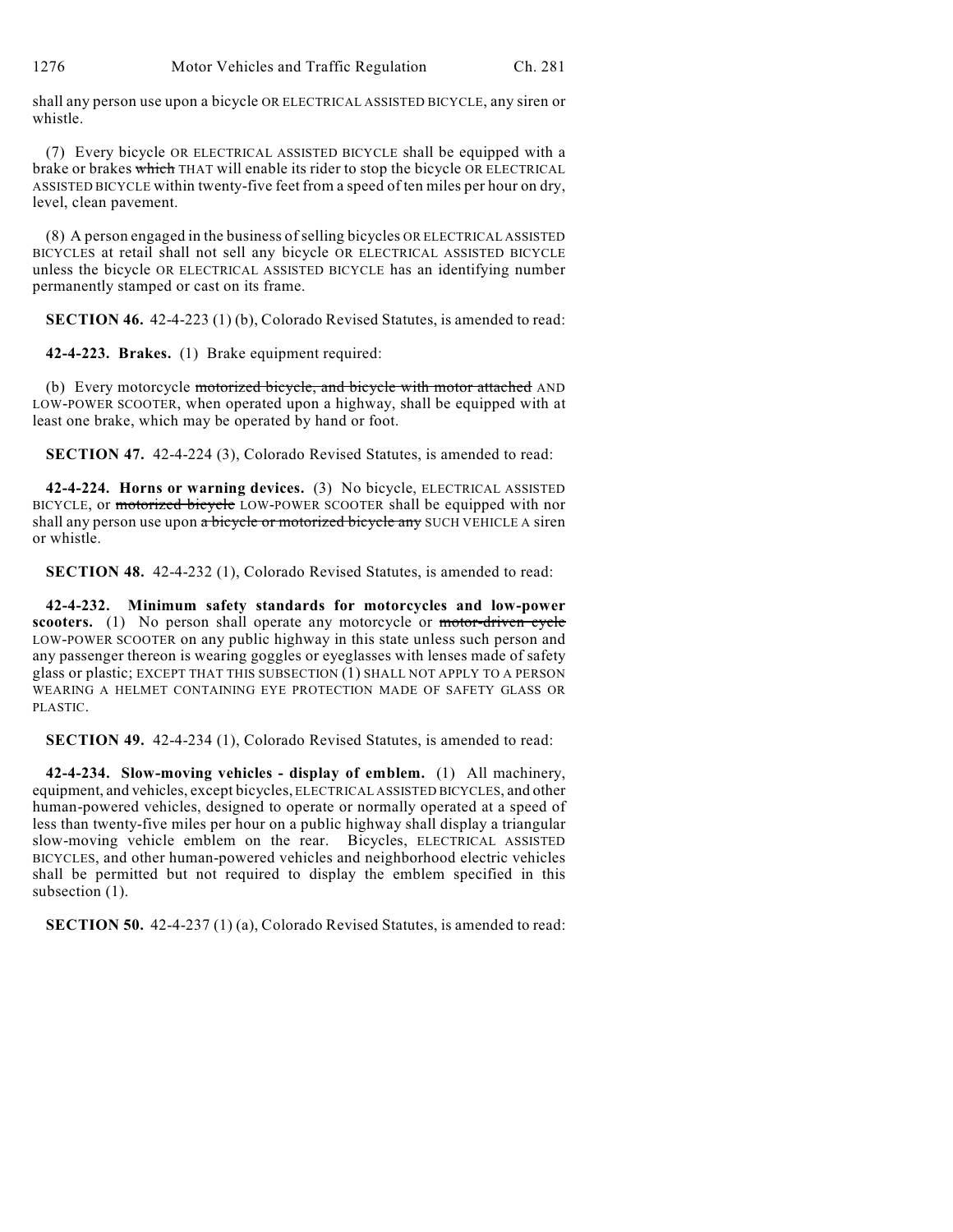shall any person use upon a bicycle OR ELECTRICAL ASSISTED BICYCLE, any siren or whistle.

(7) Every bicycle OR ELECTRICAL ASSISTED BICYCLE shall be equipped with a brake or brakes ~~which~~ THAT will enable its rider to stop the bicycle OR ELECTRICAL ASSISTED BICYCLE within twenty-five feet from a speed of ten miles per hour on dry, level, clean pavement.

(8) A person engaged in the business of selling bicycles OR ELECTRICAL ASSISTED BICYCLES at retail shall not sell any bicycle OR ELECTRICAL ASSISTED BICYCLE unless the bicycle OR ELECTRICAL ASSISTED BICYCLE has an identifying number permanently stamped or cast on its frame.

**SECTION 46.** 42-4-223 (1) (b), Colorado Revised Statutes, is amended to read:

**42-4-223. Brakes.** (1) Brake equipment required:

(b) Every motorcycle ~~motorized bicycle, and bicycle with motor attached~~ AND LOW-POWER SCOOTER, when operated upon a highway, shall be equipped with at least one brake, which may be operated by hand or foot.

**SECTION 47.** 42-4-224 (3), Colorado Revised Statutes, is amended to read:

**42-4-224. Horns or warning devices.** (3) No bicycle, ELECTRICAL ASSISTED BICYCLE, or ~~motorized bicycle~~ LOW-POWER SCOOTER shall be equipped with nor shall any person use upon ~~a bicycle or motorized bicycle any~~ SUCH VEHICLE A siren or whistle.

**SECTION 48.** 42-4-232 (1), Colorado Revised Statutes, is amended to read:

**42-4-232. Minimum safety standards for motorcycles and low-power scooters.** (1) No person shall operate any motorcycle or ~~motor-driven cycle~~ LOW-POWER SCOOTER on any public highway in this state unless such person and any passenger thereon is wearing goggles or eyeglasses with lenses made of safety glass or plastic; EXCEPT THAT THIS SUBSECTION (1) SHALL NOT APPLY TO A PERSON WEARING A HELMET CONTAINING EYE PROTECTION MADE OF SAFETY GLASS OR PLASTIC.

**SECTION 49.** 42-4-234 (1), Colorado Revised Statutes, is amended to read:

**42-4-234. Slow-moving vehicles - display of emblem.** (1) All machinery, equipment, and vehicles, except bicycles, ELECTRICAL ASSISTED BICYCLES, and other human-powered vehicles, designed to operate or normally operated at a speed of less than twenty-five miles per hour on a public highway shall display a triangular slow-moving vehicle emblem on the rear. Bicycles, ELECTRICAL ASSISTED BICYCLES, and other human-powered vehicles and neighborhood electric vehicles shall be permitted but not required to display the emblem specified in this subsection (1).

**SECTION 50.** 42-4-237 (1) (a), Colorado Revised Statutes, is amended to read: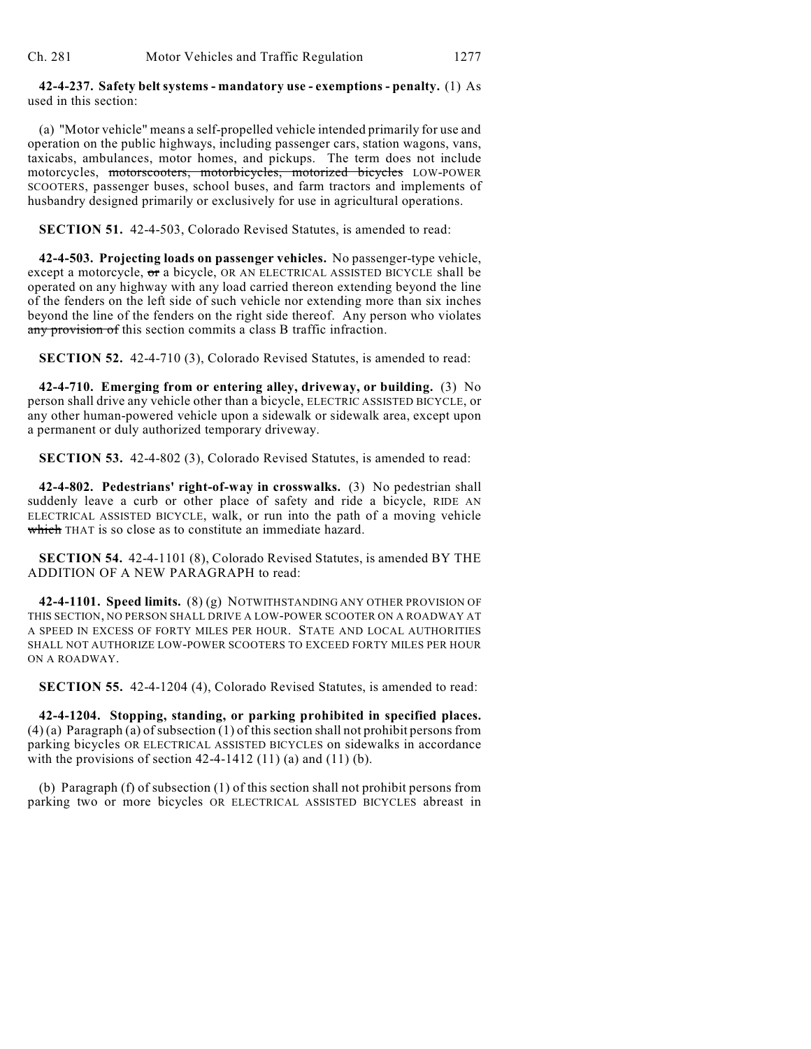**42-4-237. Safety belt systems - mandatory use - exemptions - penalty.** (1) As used in this section:

(a) "Motor vehicle" means a self-propelled vehicle intended primarily for use and operation on the public highways, including passenger cars, station wagons, vans, taxicabs, ambulances, motor homes, and pickups. The term does not include motorcycles, ~~motorscooters, motorbicycles, motorized bicycles~~ LOW-POWER SCOOTERS, passenger buses, school buses, and farm tractors and implements of husbandry designed primarily or exclusively for use in agricultural operations.

**SECTION 51.** 42-4-503, Colorado Revised Statutes, is amended to read:

**42-4-503. Projecting loads on passenger vehicles.** No passenger-type vehicle, except a motorcycle, ~~or~~ a bicycle, OR AN ELECTRICAL ASSISTED BICYCLE shall be operated on any highway with any load carried thereon extending beyond the line of the fenders on the left side of such vehicle nor extending more than six inches beyond the line of the fenders on the right side thereof. Any person who violates ~~any provision of~~ this section commits a class B traffic infraction.

**SECTION 52.** 42-4-710 (3), Colorado Revised Statutes, is amended to read:

**42-4-710. Emerging from or entering alley, driveway, or building.** (3) No person shall drive any vehicle other than a bicycle, ELECTRIC ASSISTED BICYCLE, or any other human-powered vehicle upon a sidewalk or sidewalk area, except upon a permanent or duly authorized temporary driveway.

**SECTION 53.** 42-4-802 (3), Colorado Revised Statutes, is amended to read:

**42-4-802. Pedestrians' right-of-way in crosswalks.** (3) No pedestrian shall suddenly leave a curb or other place of safety and ride a bicycle, RIDE AN ELECTRICAL ASSISTED BICYCLE, walk, or run into the path of a moving vehicle ~~which~~ THAT is so close as to constitute an immediate hazard.

**SECTION 54.** 42-4-1101 (8), Colorado Revised Statutes, is amended BY THE ADDITION OF A NEW PARAGRAPH to read:

**42-4-1101. Speed limits.** (8) (g) NOTWITHSTANDING ANY OTHER PROVISION OF THIS SECTION, NO PERSON SHALL DRIVE A LOW-POWER SCOOTER ON A ROADWAY AT A SPEED IN EXCESS OF FORTY MILES PER HOUR. STATE AND LOCAL AUTHORITIES SHALL NOT AUTHORIZE LOW-POWER SCOOTERS TO EXCEED FORTY MILES PER HOUR ON A ROADWAY.

**SECTION 55.** 42-4-1204 (4), Colorado Revised Statutes, is amended to read:

**42-4-1204. Stopping, standing, or parking prohibited in specified places.** (4) (a) Paragraph (a) of subsection (1) of this section shall not prohibit persons from parking bicycles OR ELECTRICAL ASSISTED BICYCLES on sidewalks in accordance with the provisions of section 42-4-1412 (11) (a) and (11) (b).

(b) Paragraph (f) of subsection (1) of this section shall not prohibit persons from parking two or more bicycles OR ELECTRICAL ASSISTED BICYCLES abreast in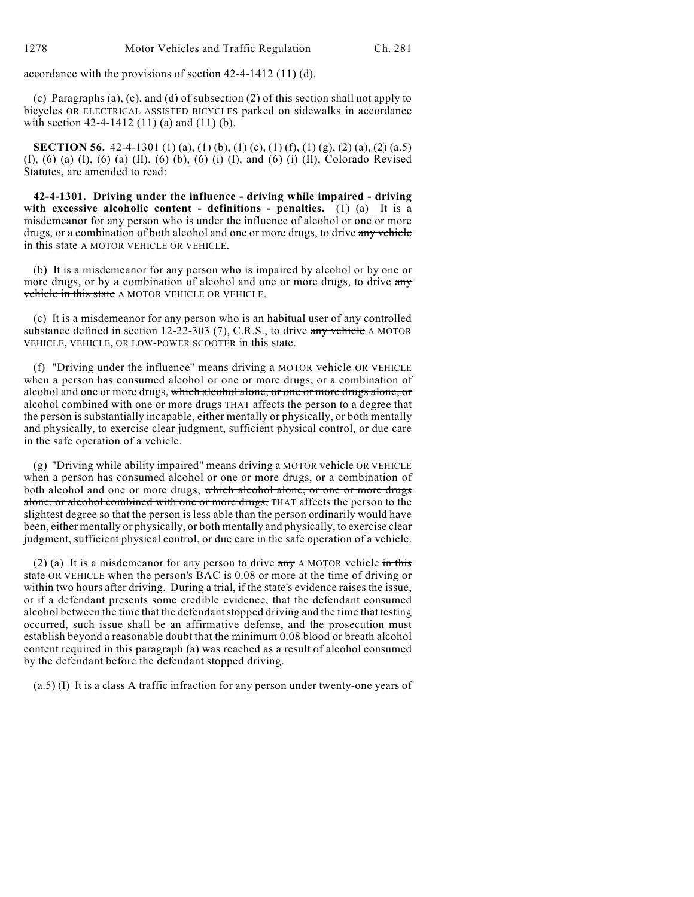accordance with the provisions of section 42-4-1412 (11) (d).

(c) Paragraphs (a), (c), and (d) of subsection (2) of this section shall not apply to bicycles OR ELECTRICAL ASSISTED BICYCLES parked on sidewalks in accordance with section 42-4-1412 (11) (a) and (11) (b).

**SECTION 56.** 42-4-1301 (1) (a), (1) (b), (1) (c), (1) (f), (1) (g), (2) (a), (2) (a.5) (I), (6) (a) (I), (6) (a) (II), (6) (b), (6) (i) (I), and (6) (i) (II), Colorado Revised Statutes, are amended to read:

**42-4-1301. Driving under the influence - driving while impaired - driving with excessive alcoholic content - definitions - penalties.** (1) (a) It is a misdemeanor for any person who is under the influence of alcohol or one or more drugs, or a combination of both alcohol and one or more drugs, to drive ~~any vehicle in this state~~ A MOTOR VEHICLE OR VEHICLE.

(b) It is a misdemeanor for any person who is impaired by alcohol or by one or more drugs, or by a combination of alcohol and one or more drugs, to drive ~~any vehicle in this state~~ A MOTOR VEHICLE OR VEHICLE.

(c) It is a misdemeanor for any person who is an habitual user of any controlled substance defined in section 12-22-303 (7), C.R.S., to drive ~~any vehicle~~ A MOTOR VEHICLE, VEHICLE, OR LOW-POWER SCOOTER in this state.

(f) "Driving under the influence" means driving a MOTOR vehicle OR VEHICLE when a person has consumed alcohol or one or more drugs, or a combination of alcohol and one or more drugs, ~~which alcohol alone, or one or more drugs alone, or alcohol combined with one or more drugs~~ THAT affects the person to a degree that the person is substantially incapable, either mentally or physically, or both mentally and physically, to exercise clear judgment, sufficient physical control, or due care in the safe operation of a vehicle.

(g) "Driving while ability impaired" means driving a MOTOR vehicle OR VEHICLE when a person has consumed alcohol or one or more drugs, or a combination of both alcohol and one or more drugs, ~~which alcohol alone, or one or more drugs alone, or alcohol combined with one or more drugs,~~ THAT affects the person to the slightest degree so that the person is less able than the person ordinarily would have been, either mentally or physically, or both mentally and physically, to exercise clear judgment, sufficient physical control, or due care in the safe operation of a vehicle.

(2) (a) It is a misdemeanor for any person to drive ~~any~~ A MOTOR vehicle ~~in this state~~ OR VEHICLE when the person's BAC is 0.08 or more at the time of driving or within two hours after driving. During a trial, if the state's evidence raises the issue, or if a defendant presents some credible evidence, that the defendant consumed alcohol between the time that the defendant stopped driving and the time that testing occurred, such issue shall be an affirmative defense, and the prosecution must establish beyond a reasonable doubt that the minimum 0.08 blood or breath alcohol content required in this paragraph (a) was reached as a result of alcohol consumed by the defendant before the defendant stopped driving.

(a.5) (I) It is a class A traffic infraction for any person under twenty-one years of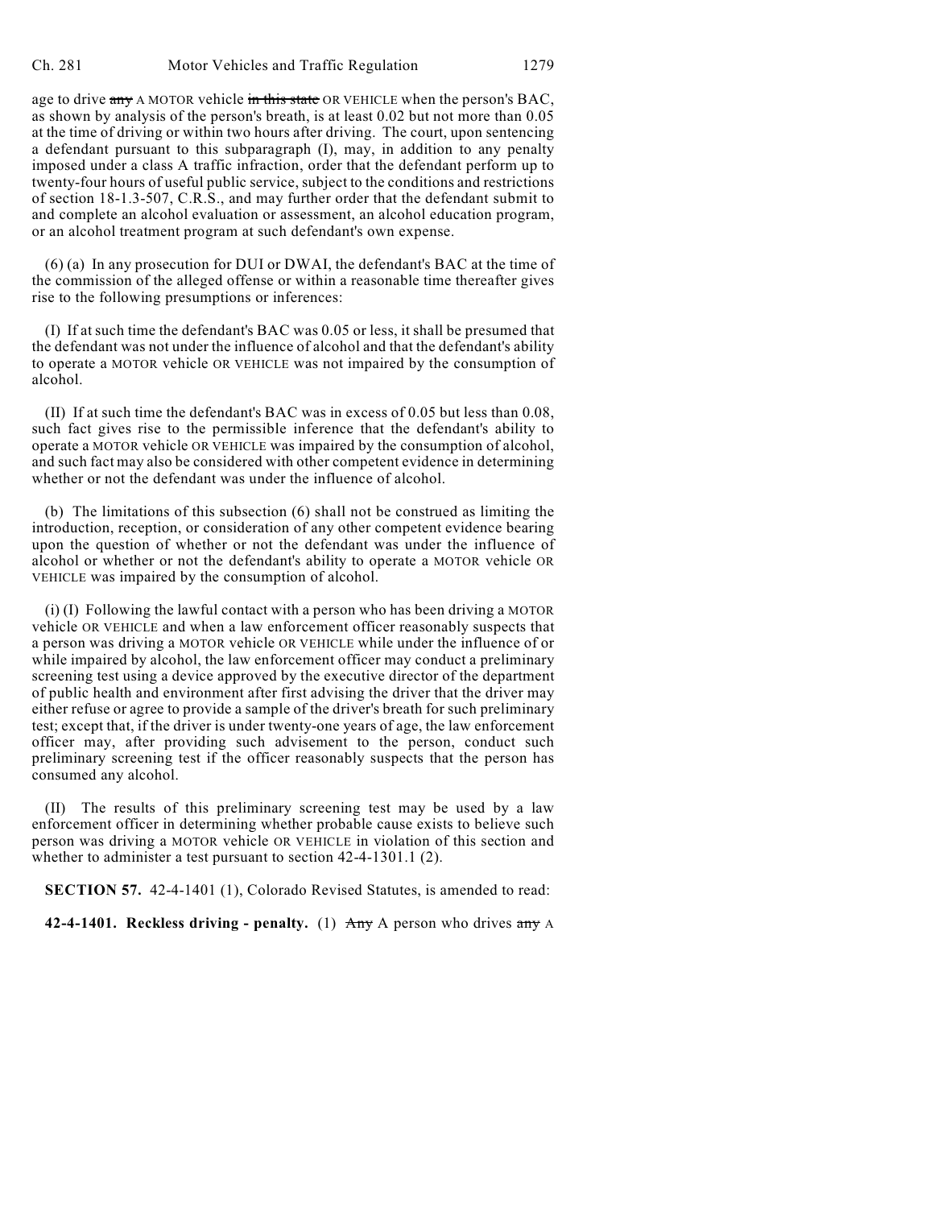age to drive ~~any~~ A MOTOR vehicle ~~in this state~~ OR VEHICLE when the person's BAC, as shown by analysis of the person's breath, is at least 0.02 but not more than 0.05 at the time of driving or within two hours after driving. The court, upon sentencing a defendant pursuant to this subparagraph (I), may, in addition to any penalty imposed under a class A traffic infraction, order that the defendant perform up to twenty-four hours of useful public service, subject to the conditions and restrictions of section 18-1.3-507, C.R.S., and may further order that the defendant submit to and complete an alcohol evaluation or assessment, an alcohol education program, or an alcohol treatment program at such defendant's own expense.

(6) (a) In any prosecution for DUI or DWAI, the defendant's BAC at the time of the commission of the alleged offense or within a reasonable time thereafter gives rise to the following presumptions or inferences:

(I) If at such time the defendant's BAC was 0.05 or less, it shall be presumed that the defendant was not under the influence of alcohol and that the defendant's ability to operate a MOTOR vehicle OR VEHICLE was not impaired by the consumption of alcohol.

(II) If at such time the defendant's BAC was in excess of 0.05 but less than 0.08, such fact gives rise to the permissible inference that the defendant's ability to operate a MOTOR vehicle OR VEHICLE was impaired by the consumption of alcohol, and such fact may also be considered with other competent evidence in determining whether or not the defendant was under the influence of alcohol.

(b) The limitations of this subsection (6) shall not be construed as limiting the introduction, reception, or consideration of any other competent evidence bearing upon the question of whether or not the defendant was under the influence of alcohol or whether or not the defendant's ability to operate a MOTOR vehicle OR VEHICLE was impaired by the consumption of alcohol.

(i) (I) Following the lawful contact with a person who has been driving a MOTOR vehicle OR VEHICLE and when a law enforcement officer reasonably suspects that a person was driving a MOTOR vehicle OR VEHICLE while under the influence of or while impaired by alcohol, the law enforcement officer may conduct a preliminary screening test using a device approved by the executive director of the department of public health and environment after first advising the driver that the driver may either refuse or agree to provide a sample of the driver's breath for such preliminary test; except that, if the driver is under twenty-one years of age, the law enforcement officer may, after providing such advisement to the person, conduct such preliminary screening test if the officer reasonably suspects that the person has consumed any alcohol.

(II) The results of this preliminary screening test may be used by a law enforcement officer in determining whether probable cause exists to believe such person was driving a MOTOR vehicle OR VEHICLE in violation of this section and whether to administer a test pursuant to section 42-4-1301.1 (2).

**SECTION 57.** 42-4-1401 (1), Colorado Revised Statutes, is amended to read:

**42-4-1401. Reckless driving - penalty.** (1) ~~Any~~ A person who drives ~~any~~ A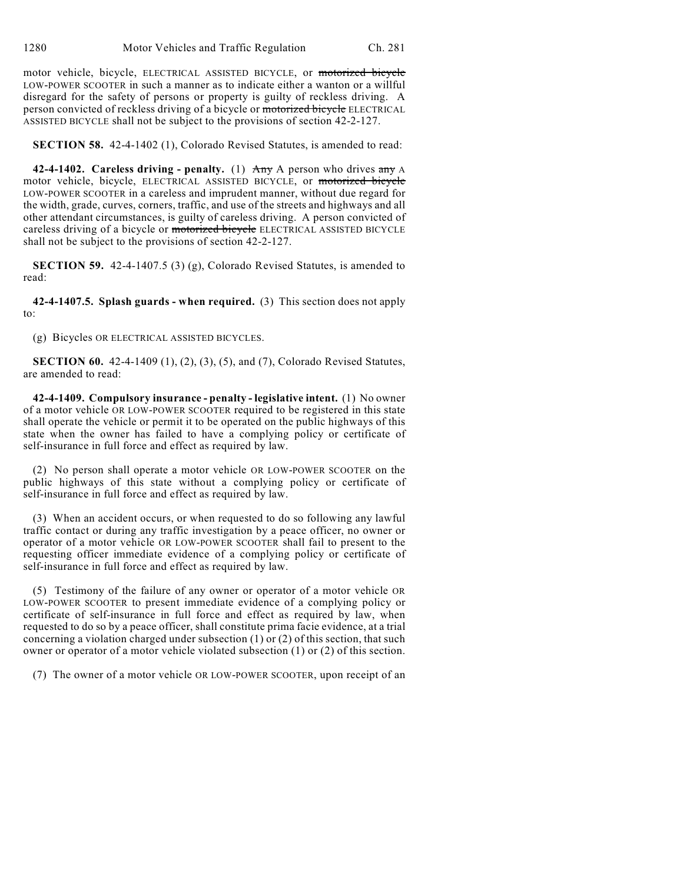motor vehicle, bicycle, ELECTRICAL ASSISTED BICYCLE, or ~~motorized bicycle~~ LOW-POWER SCOOTER in such a manner as to indicate either a wanton or a willful disregard for the safety of persons or property is guilty of reckless driving. A person convicted of reckless driving of a bicycle or ~~motorized bicycle~~ ELECTRICAL ASSISTED BICYCLE shall not be subject to the provisions of section 42-2-127.

**SECTION 58.** 42-4-1402 (1), Colorado Revised Statutes, is amended to read:

**42-4-1402. Careless driving - penalty.** (1) ~~Any~~ A person who drives ~~any~~ A motor vehicle, bicycle, ELECTRICAL ASSISTED BICYCLE, or ~~motorized bicycle~~ LOW-POWER SCOOTER in a careless and imprudent manner, without due regard for the width, grade, curves, corners, traffic, and use of the streets and highways and all other attendant circumstances, is guilty of careless driving. A person convicted of careless driving of a bicycle or ~~motorized bicycle~~ ELECTRICAL ASSISTED BICYCLE shall not be subject to the provisions of section 42-2-127.

**SECTION 59.** 42-4-1407.5 (3) (g), Colorado Revised Statutes, is amended to read:

**42-4-1407.5. Splash guards - when required.** (3) This section does not apply to:

(g) Bicycles OR ELECTRICAL ASSISTED BICYCLES.

**SECTION 60.** 42-4-1409 (1), (2), (3), (5), and (7), Colorado Revised Statutes, are amended to read:

**42-4-1409. Compulsory insurance - penalty - legislative intent.** (1) No owner of a motor vehicle OR LOW-POWER SCOOTER required to be registered in this state shall operate the vehicle or permit it to be operated on the public highways of this state when the owner has failed to have a complying policy or certificate of self-insurance in full force and effect as required by law.

(2) No person shall operate a motor vehicle OR LOW-POWER SCOOTER on the public highways of this state without a complying policy or certificate of self-insurance in full force and effect as required by law.

(3) When an accident occurs, or when requested to do so following any lawful traffic contact or during any traffic investigation by a peace officer, no owner or operator of a motor vehicle OR LOW-POWER SCOOTER shall fail to present to the requesting officer immediate evidence of a complying policy or certificate of self-insurance in full force and effect as required by law.

(5) Testimony of the failure of any owner or operator of a motor vehicle OR LOW-POWER SCOOTER to present immediate evidence of a complying policy or certificate of self-insurance in full force and effect as required by law, when requested to do so by a peace officer, shall constitute prima facie evidence, at a trial concerning a violation charged under subsection (1) or (2) of this section, that such owner or operator of a motor vehicle violated subsection (1) or (2) of this section.

(7) The owner of a motor vehicle OR LOW-POWER SCOOTER, upon receipt of an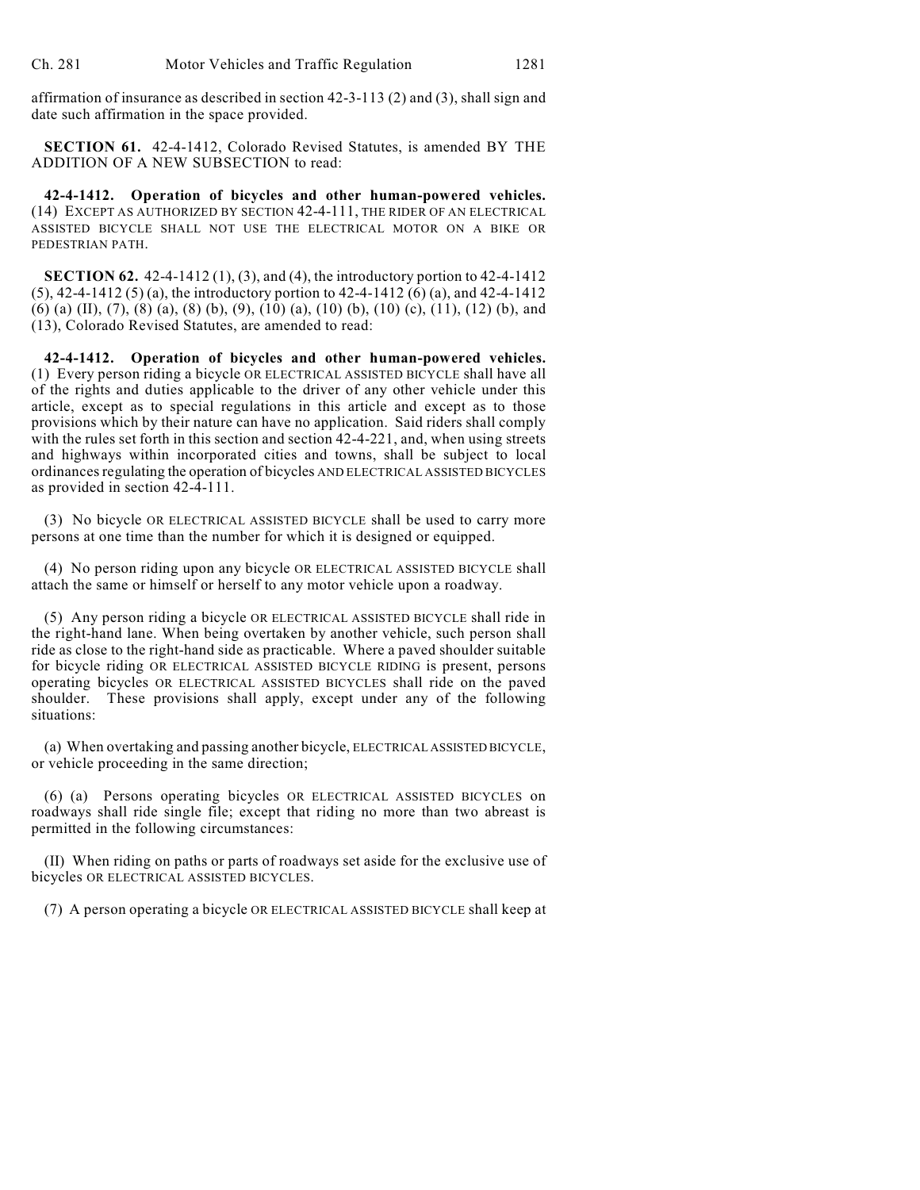affirmation of insurance as described in section 42-3-113 (2) and (3), shall sign and date such affirmation in the space provided.

**SECTION 61.** 42-4-1412, Colorado Revised Statutes, is amended BY THE ADDITION OF A NEW SUBSECTION to read:

**42-4-1412. Operation of bicycles and other human-powered vehicles.** (14) EXCEPT AS AUTHORIZED BY SECTION 42-4-111, THE RIDER OF AN ELECTRICAL ASSISTED BICYCLE SHALL NOT USE THE ELECTRICAL MOTOR ON A BIKE OR PEDESTRIAN PATH.

**SECTION 62.** 42-4-1412 (1), (3), and (4), the introductory portion to 42-4-1412 (5), 42-4-1412 (5) (a), the introductory portion to 42-4-1412 (6) (a), and 42-4-1412 (6) (a) (II), (7), (8) (a), (8) (b), (9), (10) (a), (10) (b), (10) (c), (11), (12) (b), and (13), Colorado Revised Statutes, are amended to read:

**42-4-1412. Operation of bicycles and other human-powered vehicles.** (1) Every person riding a bicycle OR ELECTRICAL ASSISTED BICYCLE shall have all of the rights and duties applicable to the driver of any other vehicle under this article, except as to special regulations in this article and except as to those provisions which by their nature can have no application. Said riders shall comply with the rules set forth in this section and section 42-4-221, and, when using streets and highways within incorporated cities and towns, shall be subject to local ordinances regulating the operation of bicycles AND ELECTRICAL ASSISTED BICYCLES as provided in section 42-4-111.

(3) No bicycle OR ELECTRICAL ASSISTED BICYCLE shall be used to carry more persons at one time than the number for which it is designed or equipped.

(4) No person riding upon any bicycle OR ELECTRICAL ASSISTED BICYCLE shall attach the same or himself or herself to any motor vehicle upon a roadway.

(5) Any person riding a bicycle OR ELECTRICAL ASSISTED BICYCLE shall ride in the right-hand lane. When being overtaken by another vehicle, such person shall ride as close to the right-hand side as practicable. Where a paved shoulder suitable for bicycle riding OR ELECTRICAL ASSISTED BICYCLE RIDING is present, persons operating bicycles OR ELECTRICAL ASSISTED BICYCLES shall ride on the paved shoulder. These provisions shall apply, except under any of the following situations:

(a) When overtaking and passing another bicycle, ELECTRICAL ASSISTED BICYCLE, or vehicle proceeding in the same direction;

(6) (a) Persons operating bicycles OR ELECTRICAL ASSISTED BICYCLES on roadways shall ride single file; except that riding no more than two abreast is permitted in the following circumstances:

(II) When riding on paths or parts of roadways set aside for the exclusive use of bicycles OR ELECTRICAL ASSISTED BICYCLES.

(7) A person operating a bicycle OR ELECTRICAL ASSISTED BICYCLE shall keep at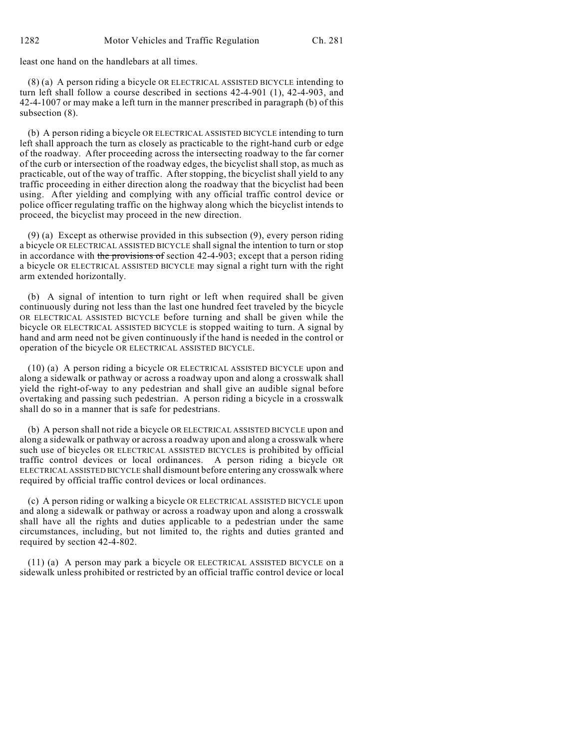least one hand on the handlebars at all times.

(8) (a) A person riding a bicycle OR ELECTRICAL ASSISTED BICYCLE intending to turn left shall follow a course described in sections 42-4-901 (1), 42-4-903, and 42-4-1007 or may make a left turn in the manner prescribed in paragraph (b) of this subsection (8).

(b) A person riding a bicycle OR ELECTRICAL ASSISTED BICYCLE intending to turn left shall approach the turn as closely as practicable to the right-hand curb or edge of the roadway. After proceeding across the intersecting roadway to the far corner of the curb or intersection of the roadway edges, the bicyclist shall stop, as much as practicable, out of the way of traffic. After stopping, the bicyclist shall yield to any traffic proceeding in either direction along the roadway that the bicyclist had been using. After yielding and complying with any official traffic control device or police officer regulating traffic on the highway along which the bicyclist intends to proceed, the bicyclist may proceed in the new direction.

(9) (a) Except as otherwise provided in this subsection (9), every person riding a bicycle OR ELECTRICAL ASSISTED BICYCLE shall signal the intention to turn or stop in accordance with ~~the provisions of~~ section 42-4-903; except that a person riding a bicycle OR ELECTRICAL ASSISTED BICYCLE may signal a right turn with the right arm extended horizontally.

(b) A signal of intention to turn right or left when required shall be given continuously during not less than the last one hundred feet traveled by the bicycle OR ELECTRICAL ASSISTED BICYCLE before turning and shall be given while the bicycle OR ELECTRICAL ASSISTED BICYCLE is stopped waiting to turn. A signal by hand and arm need not be given continuously if the hand is needed in the control or operation of the bicycle OR ELECTRICAL ASSISTED BICYCLE.

(10) (a) A person riding a bicycle OR ELECTRICAL ASSISTED BICYCLE upon and along a sidewalk or pathway or across a roadway upon and along a crosswalk shall yield the right-of-way to any pedestrian and shall give an audible signal before overtaking and passing such pedestrian. A person riding a bicycle in a crosswalk shall do so in a manner that is safe for pedestrians.

(b) A person shall not ride a bicycle OR ELECTRICAL ASSISTED BICYCLE upon and along a sidewalk or pathway or across a roadway upon and along a crosswalk where such use of bicycles OR ELECTRICAL ASSISTED BICYCLES is prohibited by official traffic control devices or local ordinances. A person riding a bicycle OR ELECTRICAL ASSISTED BICYCLE shall dismount before entering any crosswalk where required by official traffic control devices or local ordinances.

(c) A person riding or walking a bicycle OR ELECTRICAL ASSISTED BICYCLE upon and along a sidewalk or pathway or across a roadway upon and along a crosswalk shall have all the rights and duties applicable to a pedestrian under the same circumstances, including, but not limited to, the rights and duties granted and required by section 42-4-802.

(11) (a) A person may park a bicycle OR ELECTRICAL ASSISTED BICYCLE on a sidewalk unless prohibited or restricted by an official traffic control device or local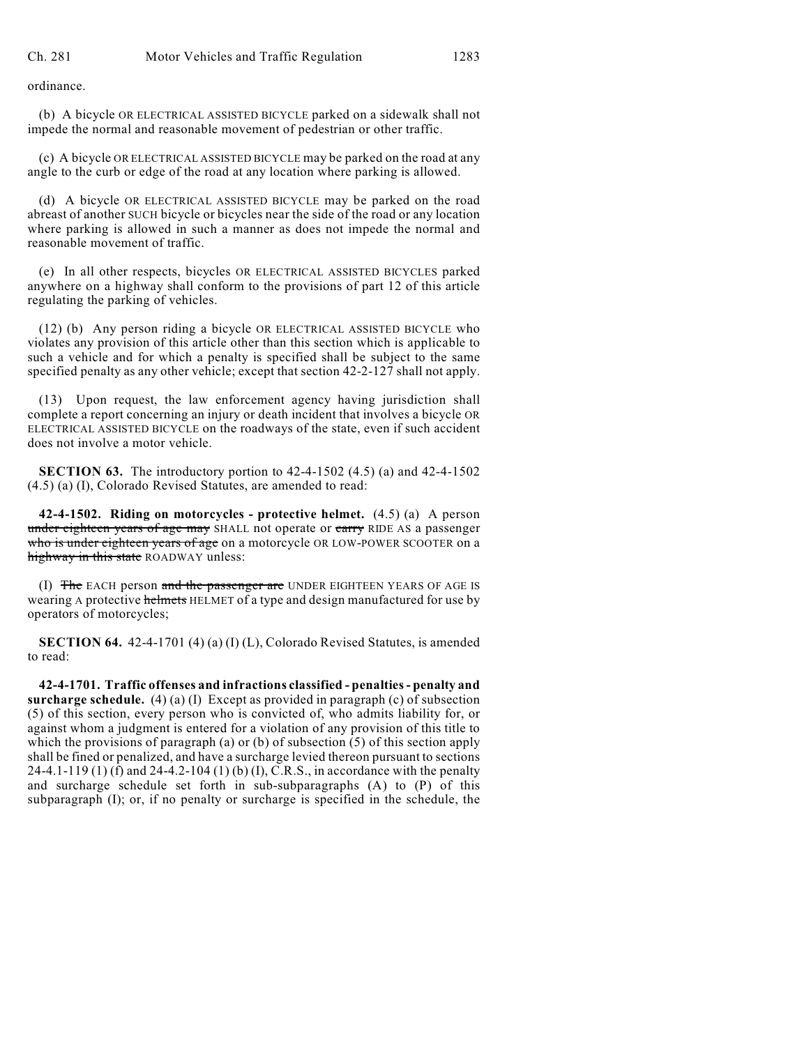ordinance.

(b) A bicycle OR ELECTRICAL ASSISTED BICYCLE parked on a sidewalk shall not impede the normal and reasonable movement of pedestrian or other traffic.

(c) A bicycle OR ELECTRICAL ASSISTED BICYCLE may be parked on the road at any angle to the curb or edge of the road at any location where parking is allowed.

(d) A bicycle OR ELECTRICAL ASSISTED BICYCLE may be parked on the road abreast of another SUCH bicycle or bicycles near the side of the road or any location where parking is allowed in such a manner as does not impede the normal and reasonable movement of traffic.

(e) In all other respects, bicycles OR ELECTRICAL ASSISTED BICYCLES parked anywhere on a highway shall conform to the provisions of part 12 of this article regulating the parking of vehicles.

(12) (b) Any person riding a bicycle OR ELECTRICAL ASSISTED BICYCLE who violates any provision of this article other than this section which is applicable to such a vehicle and for which a penalty is specified shall be subject to the same specified penalty as any other vehicle; except that section 42-2-127 shall not apply.

(13) Upon request, the law enforcement agency having jurisdiction shall complete a report concerning an injury or death incident that involves a bicycle OR ELECTRICAL ASSISTED BICYCLE on the roadways of the state, even if such accident does not involve a motor vehicle.

**SECTION 63.** The introductory portion to 42-4-1502 (4.5) (a) and 42-4-1502 (4.5) (a) (I), Colorado Revised Statutes, are amended to read:

**42-4-1502. Riding on motorcycles - protective helmet.** (4.5) (a) A person ~~under eighteen years of age may~~ SHALL not operate or ~~carry~~ RIDE AS a passenger ~~who is under eighteen years of age~~ on a motorcycle OR LOW-POWER SCOOTER on a ~~highway in this state~~ ROADWAY unless:

(I) ~~The~~ EACH person ~~and the passenger are~~ UNDER EIGHTEEN YEARS OF AGE IS wearing A protective ~~helmets~~ HELMET of a type and design manufactured for use by operators of motorcycles;

**SECTION 64.** 42-4-1701 (4) (a) (I) (L), Colorado Revised Statutes, is amended to read:

**42-4-1701. Traffic offenses and infractions classified - penalties - penalty and surcharge schedule.** (4) (a) (I) Except as provided in paragraph (c) of subsection (5) of this section, every person who is convicted of, who admits liability for, or against whom a judgment is entered for a violation of any provision of this title to which the provisions of paragraph (a) or (b) of subsection (5) of this section apply shall be fined or penalized, and have a surcharge levied thereon pursuant to sections 24-4.1-119 (1) (f) and 24-4.2-104 (1) (b) (I), C.R.S., in accordance with the penalty and surcharge schedule set forth in sub-subparagraphs (A) to (P) of this subparagraph (I); or, if no penalty or surcharge is specified in the schedule, the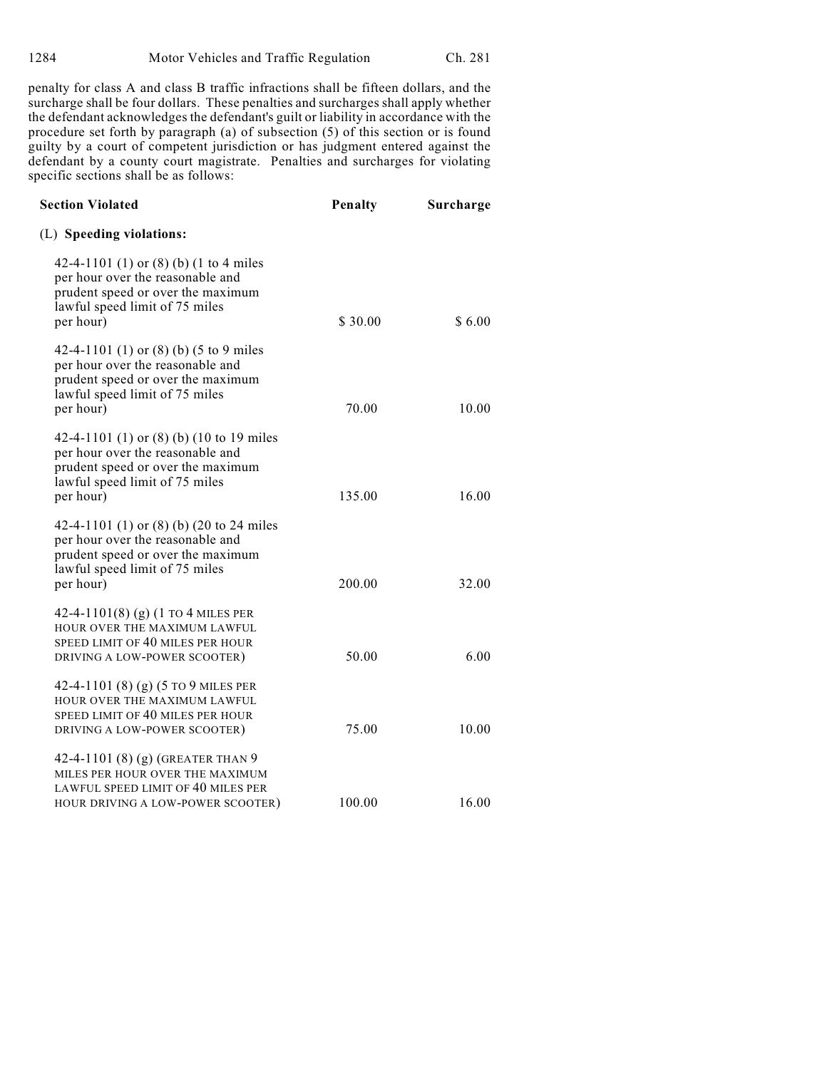penalty for class A and class B traffic infractions shall be fifteen dollars, and the surcharge shall be four dollars. These penalties and surcharges shall apply whether the defendant acknowledges the defendant's guilt or liability in accordance with the procedure set forth by paragraph (a) of subsection (5) of this section or is found guilty by a court of competent jurisdiction or has judgment entered against the defendant by a county court magistrate. Penalties and surcharges for violating specific sections shall be as follows:

| Section Violated | Penalty | Surcharge |
|---|---|---|
| (L) **Speeding violations:** | | |
| 42-4-1101 (1) or (8) (b) (1 to 4 miles per hour over the reasonable and prudent speed or over the maximum lawful speed limit of 75 miles per hour) | $ 30.00 | $ 6.00 |
| 42-4-1101 (1) or (8) (b) (5 to 9 miles per hour over the reasonable and prudent speed or over the maximum lawful speed limit of 75 miles per hour) | 70.00 | 10.00 |
| 42-4-1101 (1) or (8) (b) (10 to 19 miles per hour over the reasonable and prudent speed or over the maximum lawful speed limit of 75 miles per hour) | 135.00 | 16.00 |
| 42-4-1101 (1) or (8) (b) (20 to 24 miles per hour over the reasonable and prudent speed or over the maximum lawful speed limit of 75 miles per hour) | 200.00 | 32.00 |
| 42-4-1101(8) (g) (1 TO 4 MILES PER HOUR OVER THE MAXIMUM LAWFUL SPEED LIMIT OF 40 MILES PER HOUR DRIVING A LOW-POWER SCOOTER) | 50.00 | 6.00 |
| 42-4-1101 (8) (g) (5 TO 9 MILES PER HOUR OVER THE MAXIMUM LAWFUL SPEED LIMIT OF 40 MILES PER HOUR DRIVING A LOW-POWER SCOOTER) | 75.00 | 10.00 |
| 42-4-1101 (8) (g) (GREATER THAN 9 MILES PER HOUR OVER THE MAXIMUM LAWFUL SPEED LIMIT OF 40 MILES PER HOUR DRIVING A LOW-POWER SCOOTER) | 100.00 | 16.00 |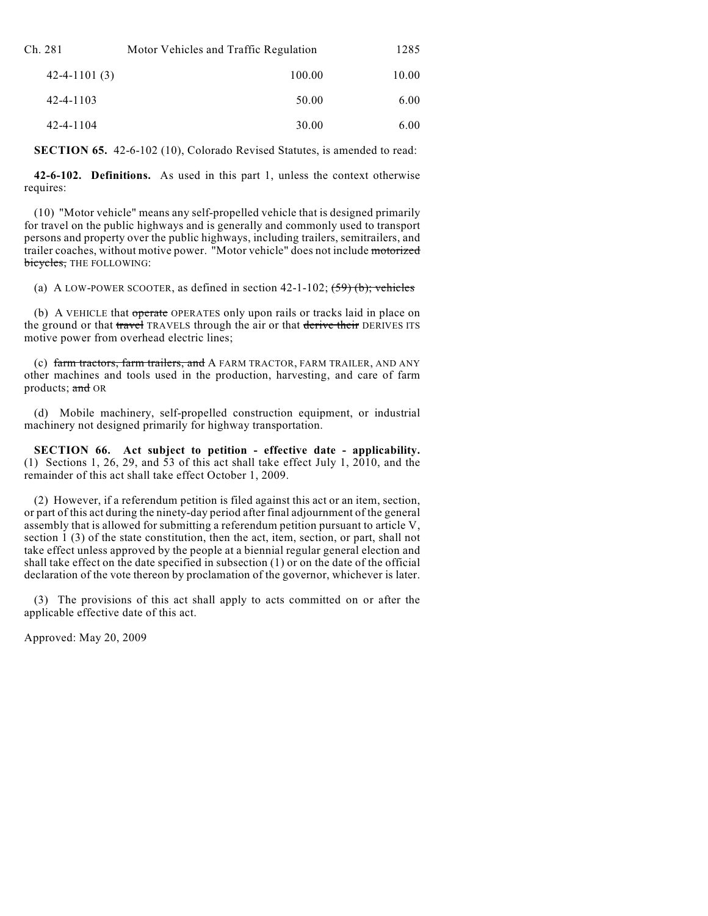| | | |
|---|---|---|
| 42-4-1101 (3) | 100.00 | 10.00 |
| 42-4-1103 | 50.00 | 6.00 |
| 42-4-1104 | 30.00 | 6.00 |

**SECTION 65.** 42-6-102 (10), Colorado Revised Statutes, is amended to read:

**42-6-102. Definitions.** As used in this part 1, unless the context otherwise requires:

(10) "Motor vehicle" means any self-propelled vehicle that is designed primarily for travel on the public highways and is generally and commonly used to transport persons and property over the public highways, including trailers, semitrailers, and trailer coaches, without motive power. "Motor vehicle" does not include ~~motorized bicycles,~~ THE FOLLOWING:

(a) A LOW-POWER SCOOTER, as defined in section 42-1-102; ~~(59) (b); vehicles~~

(b) A VEHICLE that ~~operate~~ OPERATES only upon rails or tracks laid in place on the ground or that ~~travel~~ TRAVELS through the air or that ~~derive their~~ DERIVES ITS motive power from overhead electric lines;

(c) ~~farm tractors, farm trailers, and~~ A FARM TRACTOR, FARM TRAILER, AND ANY other machines and tools used in the production, harvesting, and care of farm products; ~~and~~ OR

(d) Mobile machinery, self-propelled construction equipment, or industrial machinery not designed primarily for highway transportation.

**SECTION 66. Act subject to petition - effective date - applicability.** (1) Sections 1, 26, 29, and 53 of this act shall take effect July 1, 2010, and the remainder of this act shall take effect October 1, 2009.

(2) However, if a referendum petition is filed against this act or an item, section, or part of this act during the ninety-day period after final adjournment of the general assembly that is allowed for submitting a referendum petition pursuant to article V, section 1 (3) of the state constitution, then the act, item, section, or part, shall not take effect unless approved by the people at a biennial regular general election and shall take effect on the date specified in subsection (1) or on the date of the official declaration of the vote thereon by proclamation of the governor, whichever is later.

(3) The provisions of this act shall apply to acts committed on or after the applicable effective date of this act.

Approved: May 20, 2009